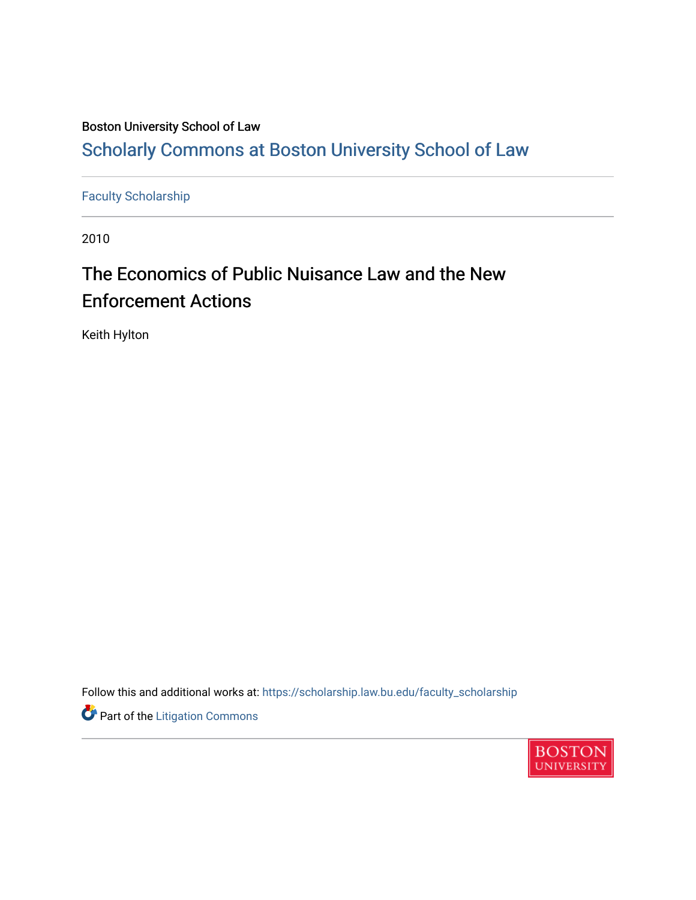Boston University School of Law

# Scholarly Commons at Boston University School of Law

Faculty Scholarship

2010

## The Economics of Public Nuisance Law and the New Enforcement Actions

Keith Hylton

Follow this and additional works at: https://scholarship.law.bu.edu/faculty_scholarship

Part of the Litigation Commons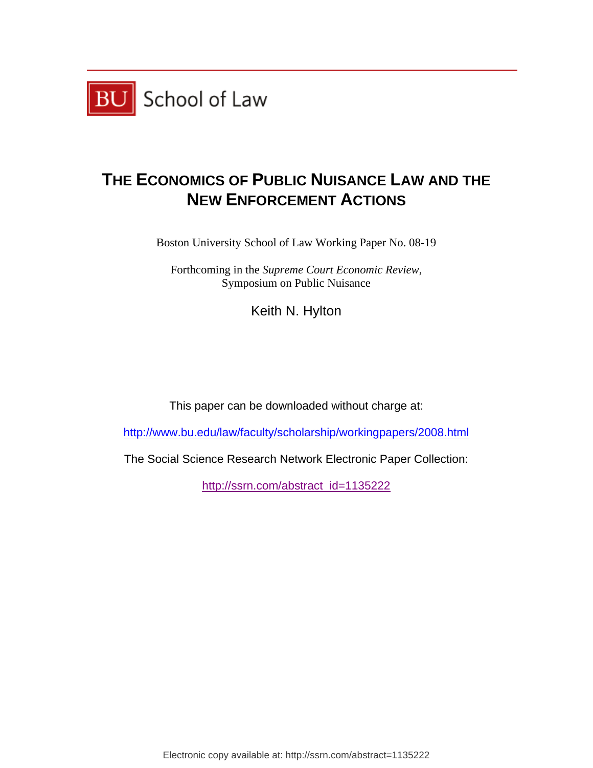BU School of Law

# THE ECONOMICS OF PUBLIC NUISANCE LAW AND THE NEW ENFORCEMENT ACTIONS

Boston University School of Law Working Paper No. 08-19

Forthcoming in the *Supreme Court Economic Review*,
Symposium on Public Nuisance

Keith N. Hylton

This paper can be downloaded without charge at:

http://www.bu.edu/law/faculty/scholarship/workingpapers/2008.html

The Social Science Research Network Electronic Paper Collection:

http://ssrn.com/abstract_id=1135222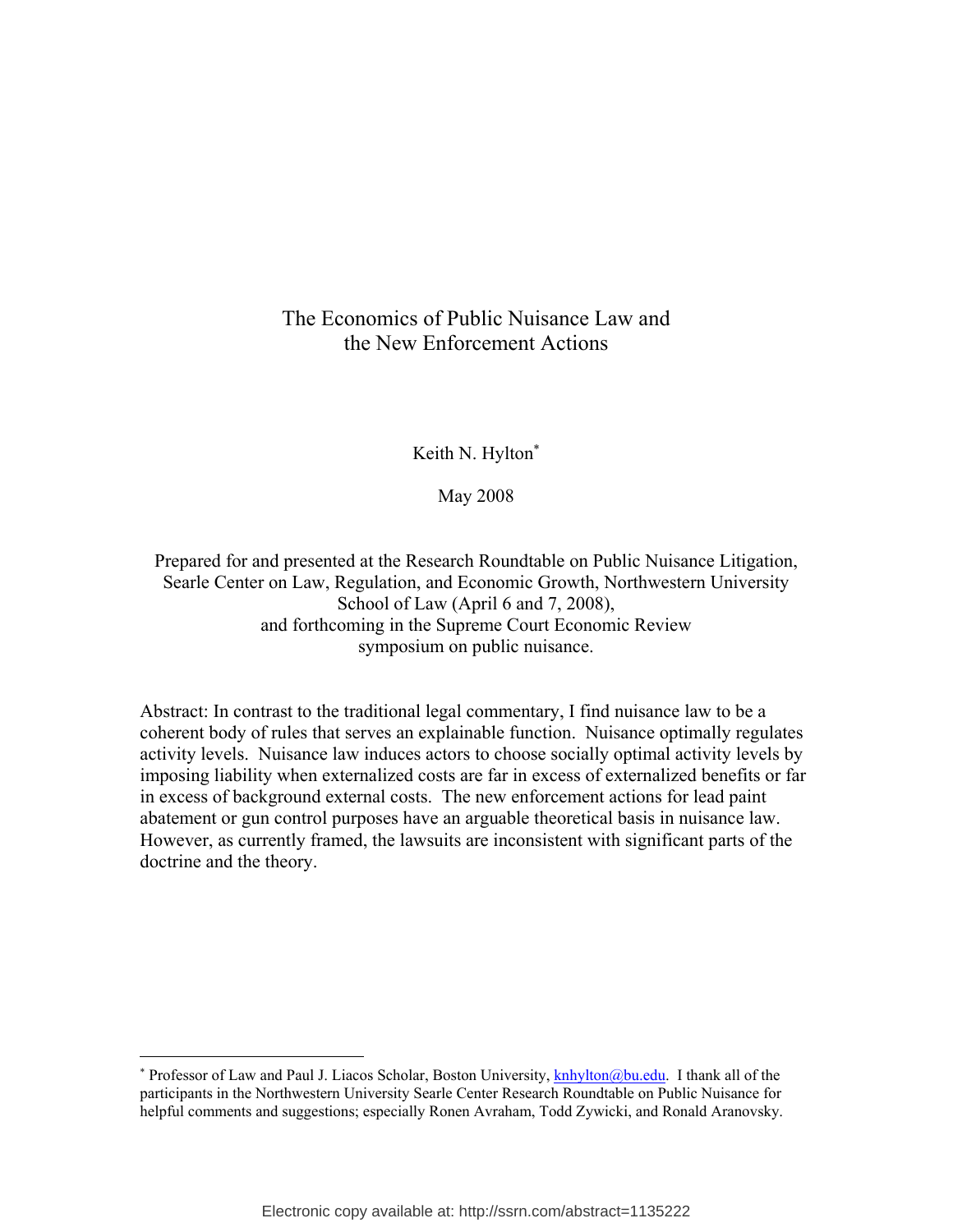# The Economics of Public Nuisance Law and the New Enforcement Actions

Keith N. Hylton*

May 2008

Prepared for and presented at the Research Roundtable on Public Nuisance Litigation, Searle Center on Law, Regulation, and Economic Growth, Northwestern University School of Law (April 6 and 7, 2008), and forthcoming in the Supreme Court Economic Review symposium on public nuisance.

Abstract: In contrast to the traditional legal commentary, I find nuisance law to be a coherent body of rules that serves an explainable function. Nuisance optimally regulates activity levels. Nuisance law induces actors to choose socially optimal activity levels by imposing liability when externalized costs are far in excess of externalized benefits or far in excess of background external costs. The new enforcement actions for lead paint abatement or gun control purposes have an arguable theoretical basis in nuisance law. However, as currently framed, the lawsuits are inconsistent with significant parts of the doctrine and the theory.

---

* Professor of Law and Paul J. Liacos Scholar, Boston University, knhylton@bu.edu. I thank all of the participants in the Northwestern University Searle Center Research Roundtable on Public Nuisance for helpful comments and suggestions; especially Ronen Avraham, Todd Zywicki, and Ronald Aranovsky.

Electronic copy available at: http://ssrn.com/abstract=1135222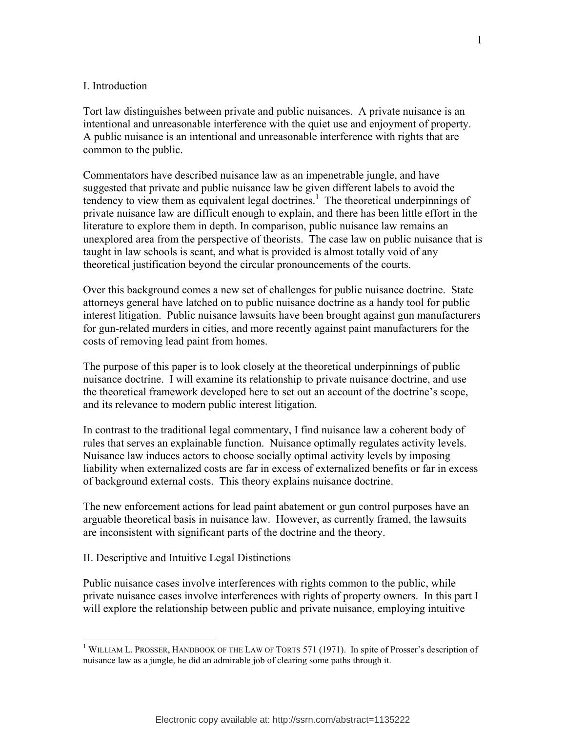## I. Introduction

Tort law distinguishes between private and public nuisances. A private nuisance is an intentional and unreasonable interference with the quiet use and enjoyment of property. A public nuisance is an intentional and unreasonable interference with rights that are common to the public.

Commentators have described nuisance law as an impenetrable jungle, and have suggested that private and public nuisance law be given different labels to avoid the tendency to view them as equivalent legal doctrines.[1] The theoretical underpinnings of private nuisance law are difficult enough to explain, and there has been little effort in the literature to explore them in depth. In comparison, public nuisance law remains an unexplored area from the perspective of theorists. The case law on public nuisance that is taught in law schools is scant, and what is provided is almost totally void of any theoretical justification beyond the circular pronouncements of the courts.

Over this background comes a new set of challenges for public nuisance doctrine. State attorneys general have latched on to public nuisance doctrine as a handy tool for public interest litigation. Public nuisance lawsuits have been brought against gun manufacturers for gun-related murders in cities, and more recently against paint manufacturers for the costs of removing lead paint from homes.

The purpose of this paper is to look closely at the theoretical underpinnings of public nuisance doctrine. I will examine its relationship to private nuisance doctrine, and use the theoretical framework developed here to set out an account of the doctrine's scope, and its relevance to modern public interest litigation.

In contrast to the traditional legal commentary, I find nuisance law a coherent body of rules that serves an explainable function. Nuisance optimally regulates activity levels. Nuisance law induces actors to choose socially optimal activity levels by imposing liability when externalized costs are far in excess of externalized benefits or far in excess of background external costs. This theory explains nuisance doctrine.

The new enforcement actions for lead paint abatement or gun control purposes have an arguable theoretical basis in nuisance law. However, as currently framed, the lawsuits are inconsistent with significant parts of the doctrine and the theory.

## II. Descriptive and Intuitive Legal Distinctions

Public nuisance cases involve interferences with rights common to the public, while private nuisance cases involve interferences with rights of property owners. In this part I will explore the relationship between public and private nuisance, employing intuitive

---

[1] WILLIAM L. PROSSER, HANDBOOK OF THE LAW OF TORTS 571 (1971). In spite of Prosser's description of nuisance law as a jungle, he did an admirable job of clearing some paths through it.

Electronic copy available at: http://ssrn.com/abstract=1135222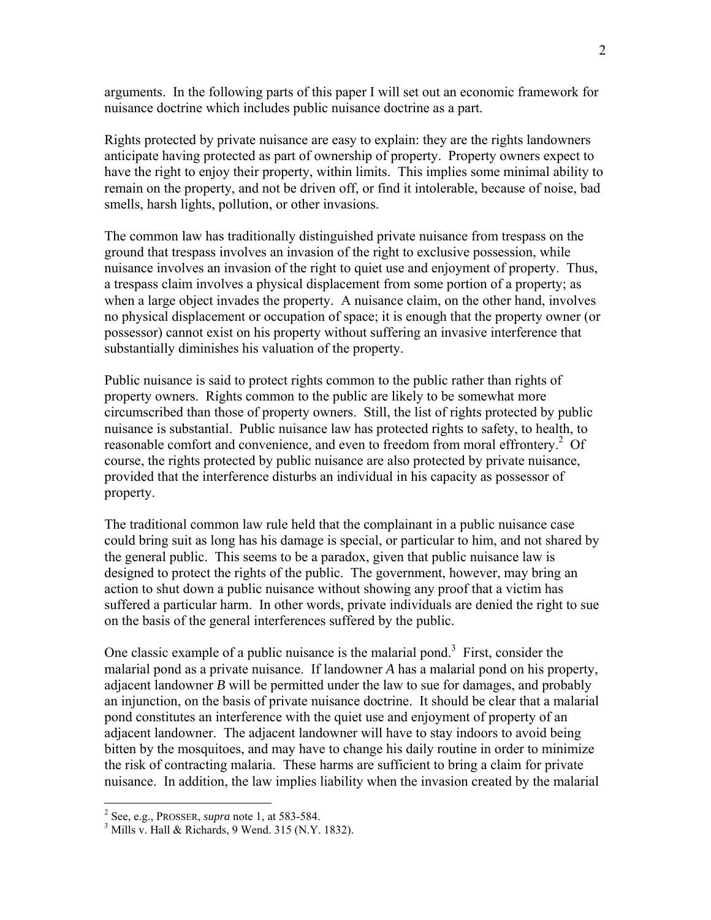arguments. In the following parts of this paper I will set out an economic framework for nuisance doctrine which includes public nuisance doctrine as a part.

Rights protected by private nuisance are easy to explain: they are the rights landowners anticipate having protected as part of ownership of property. Property owners expect to have the right to enjoy their property, within limits. This implies some minimal ability to remain on the property, and not be driven off, or find it intolerable, because of noise, bad smells, harsh lights, pollution, or other invasions.

The common law has traditionally distinguished private nuisance from trespass on the ground that trespass involves an invasion of the right to exclusive possession, while nuisance involves an invasion of the right to quiet use and enjoyment of property. Thus, a trespass claim involves a physical displacement from some portion of a property; as when a large object invades the property. A nuisance claim, on the other hand, involves no physical displacement or occupation of space; it is enough that the property owner (or possessor) cannot exist on his property without suffering an invasive interference that substantially diminishes his valuation of the property.

Public nuisance is said to protect rights common to the public rather than rights of property owners. Rights common to the public are likely to be somewhat more circumscribed than those of property owners. Still, the list of rights protected by public nuisance is substantial. Public nuisance law has protected rights to safety, to health, to reasonable comfort and convenience, and even to freedom from moral effrontery.[2] Of course, the rights protected by public nuisance are also protected by private nuisance, provided that the interference disturbs an individual in his capacity as possessor of property.

The traditional common law rule held that the complainant in a public nuisance case could bring suit as long has his damage is special, or particular to him, and not shared by the general public. This seems to be a paradox, given that public nuisance law is designed to protect the rights of the public. The government, however, may bring an action to shut down a public nuisance without showing any proof that a victim has suffered a particular harm. In other words, private individuals are denied the right to sue on the basis of the general interferences suffered by the public.

One classic example of a public nuisance is the malarial pond.[3] First, consider the malarial pond as a private nuisance. If landowner *A* has a malarial pond on his property, adjacent landowner *B* will be permitted under the law to sue for damages, and probably an injunction, on the basis of private nuisance doctrine. It should be clear that a malarial pond constitutes an interference with the quiet use and enjoyment of property of an adjacent landowner. The adjacent landowner will have to stay indoors to avoid being bitten by the mosquitoes, and may have to change his daily routine in order to minimize the risk of contracting malaria. These harms are sufficient to bring a claim for private nuisance. In addition, the law implies liability when the invasion created by the malarial

[2] See, e.g., PROSSER, *supra* note 1, at 583-584.

[3] Mills v. Hall & Richards, 9 Wend. 315 (N.Y. 1832).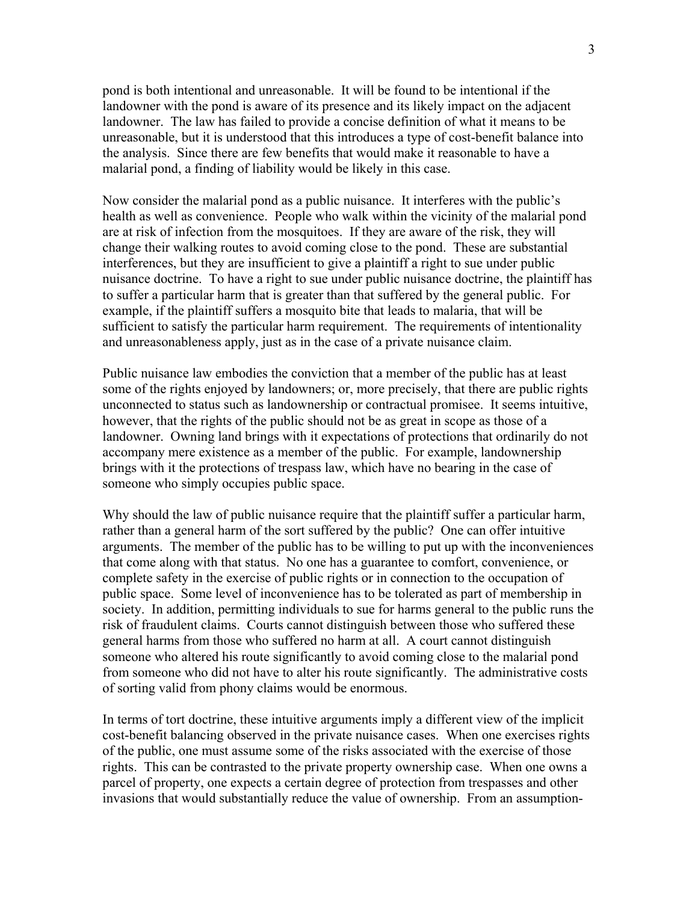pond is both intentional and unreasonable. It will be found to be intentional if the landowner with the pond is aware of its presence and its likely impact on the adjacent landowner. The law has failed to provide a concise definition of what it means to be unreasonable, but it is understood that this introduces a type of cost-benefit balance into the analysis. Since there are few benefits that would make it reasonable to have a malarial pond, a finding of liability would be likely in this case.

Now consider the malarial pond as a public nuisance. It interferes with the public's health as well as convenience. People who walk within the vicinity of the malarial pond are at risk of infection from the mosquitoes. If they are aware of the risk, they will change their walking routes to avoid coming close to the pond. These are substantial interferences, but they are insufficient to give a plaintiff a right to sue under public nuisance doctrine. To have a right to sue under public nuisance doctrine, the plaintiff has to suffer a particular harm that is greater than that suffered by the general public. For example, if the plaintiff suffers a mosquito bite that leads to malaria, that will be sufficient to satisfy the particular harm requirement. The requirements of intentionality and unreasonableness apply, just as in the case of a private nuisance claim.

Public nuisance law embodies the conviction that a member of the public has at least some of the rights enjoyed by landowners; or, more precisely, that there are public rights unconnected to status such as landownership or contractual promisee. It seems intuitive, however, that the rights of the public should not be as great in scope as those of a landowner. Owning land brings with it expectations of protections that ordinarily do not accompany mere existence as a member of the public. For example, landownership brings with it the protections of trespass law, which have no bearing in the case of someone who simply occupies public space.

Why should the law of public nuisance require that the plaintiff suffer a particular harm, rather than a general harm of the sort suffered by the public? One can offer intuitive arguments. The member of the public has to be willing to put up with the inconveniences that come along with that status. No one has a guarantee to comfort, convenience, or complete safety in the exercise of public rights or in connection to the occupation of public space. Some level of inconvenience has to be tolerated as part of membership in society. In addition, permitting individuals to sue for harms general to the public runs the risk of fraudulent claims. Courts cannot distinguish between those who suffered these general harms from those who suffered no harm at all. A court cannot distinguish someone who altered his route significantly to avoid coming close to the malarial pond from someone who did not have to alter his route significantly. The administrative costs of sorting valid from phony claims would be enormous.

In terms of tort doctrine, these intuitive arguments imply a different view of the implicit cost-benefit balancing observed in the private nuisance cases. When one exercises rights of the public, one must assume some of the risks associated with the exercise of those rights. This can be contrasted to the private property ownership case. When one owns a parcel of property, one expects a certain degree of protection from trespasses and other invasions that would substantially reduce the value of ownership. From an assumption-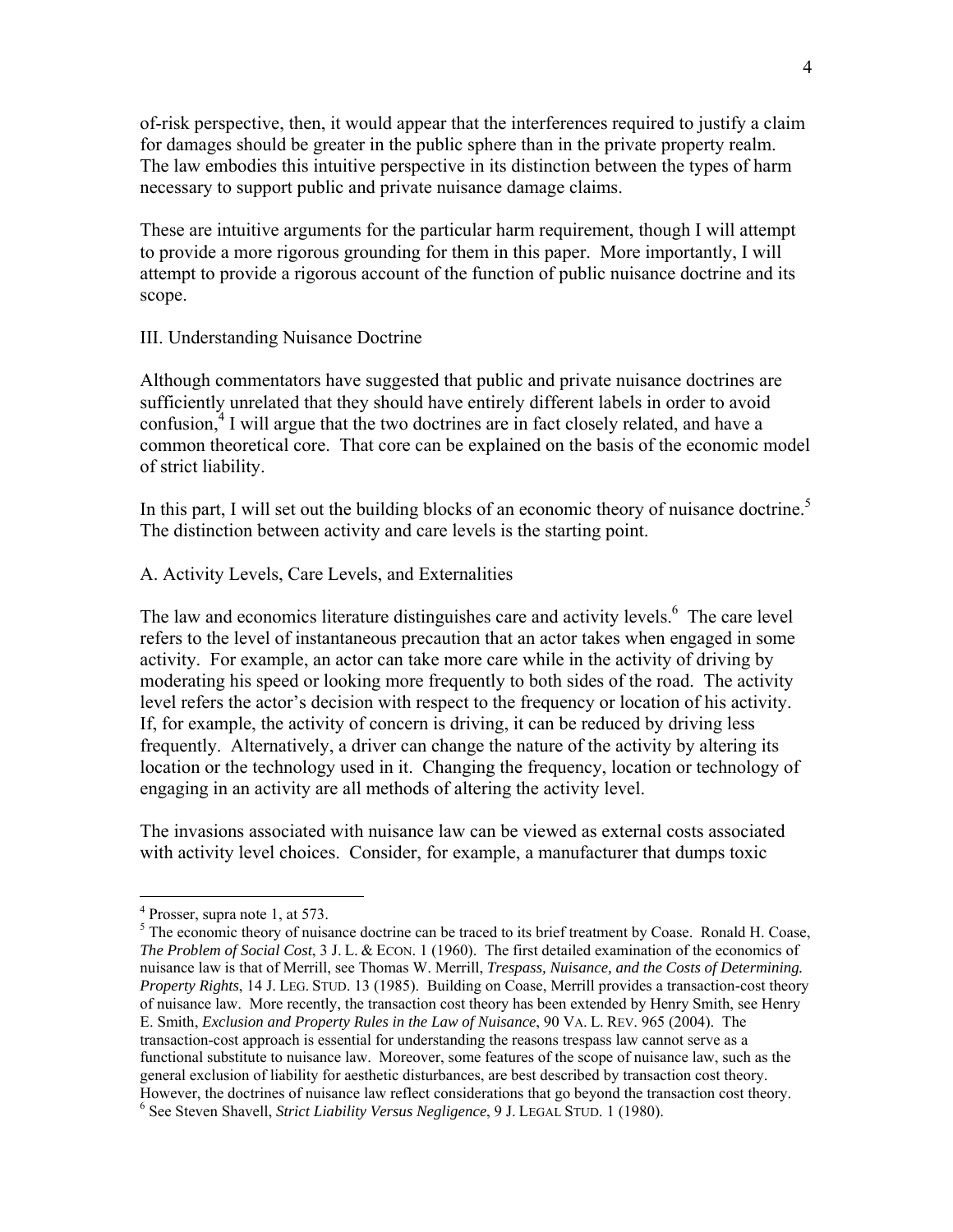of-risk perspective, then, it would appear that the interferences required to justify a claim for damages should be greater in the public sphere than in the private property realm. The law embodies this intuitive perspective in its distinction between the types of harm necessary to support public and private nuisance damage claims.

These are intuitive arguments for the particular harm requirement, though I will attempt to provide a more rigorous grounding for them in this paper. More importantly, I will attempt to provide a rigorous account of the function of public nuisance doctrine and its scope.

## III. Understanding Nuisance Doctrine

Although commentators have suggested that public and private nuisance doctrines are sufficiently unrelated that they should have entirely different labels in order to avoid confusion,[4] I will argue that the two doctrines are in fact closely related, and have a common theoretical core. That core can be explained on the basis of the economic model of strict liability.

In this part, I will set out the building blocks of an economic theory of nuisance doctrine.[5] The distinction between activity and care levels is the starting point.

### A. Activity Levels, Care Levels, and Externalities

The law and economics literature distinguishes care and activity levels.[6] The care level refers to the level of instantaneous precaution that an actor takes when engaged in some activity. For example, an actor can take more care while in the activity of driving by moderating his speed or looking more frequently to both sides of the road. The activity level refers the actor's decision with respect to the frequency or location of his activity. If, for example, the activity of concern is driving, it can be reduced by driving less frequently. Alternatively, a driver can change the nature of the activity by altering its location or the technology used in it. Changing the frequency, location or technology of engaging in an activity are all methods of altering the activity level.

The invasions associated with nuisance law can be viewed as external costs associated with activity level choices. Consider, for example, a manufacturer that dumps toxic

---

[4] Prosser, supra note 1, at 573.

[5] The economic theory of nuisance doctrine can be traced to its brief treatment by Coase. Ronald H. Coase, *The Problem of Social Cost*, 3 J. L. & ECON. 1 (1960). The first detailed examination of the economics of nuisance law is that of Merrill, see Thomas W. Merrill, *Trespass, Nuisance, and the Costs of Determining. Property Rights*, 14 J. LEG. STUD. 13 (1985). Building on Coase, Merrill provides a transaction-cost theory of nuisance law. More recently, the transaction cost theory has been extended by Henry Smith, see Henry E. Smith, *Exclusion and Property Rules in the Law of Nuisance*, 90 VA. L. REV. 965 (2004). The transaction-cost approach is essential for understanding the reasons trespass law cannot serve as a functional substitute to nuisance law. Moreover, some features of the scope of nuisance law, such as the general exclusion of liability for aesthetic disturbances, are best described by transaction cost theory. However, the doctrines of nuisance law reflect considerations that go beyond the transaction cost theory.

[6] See Steven Shavell, *Strict Liability Versus Negligence*, 9 J. LEGAL STUD. 1 (1980).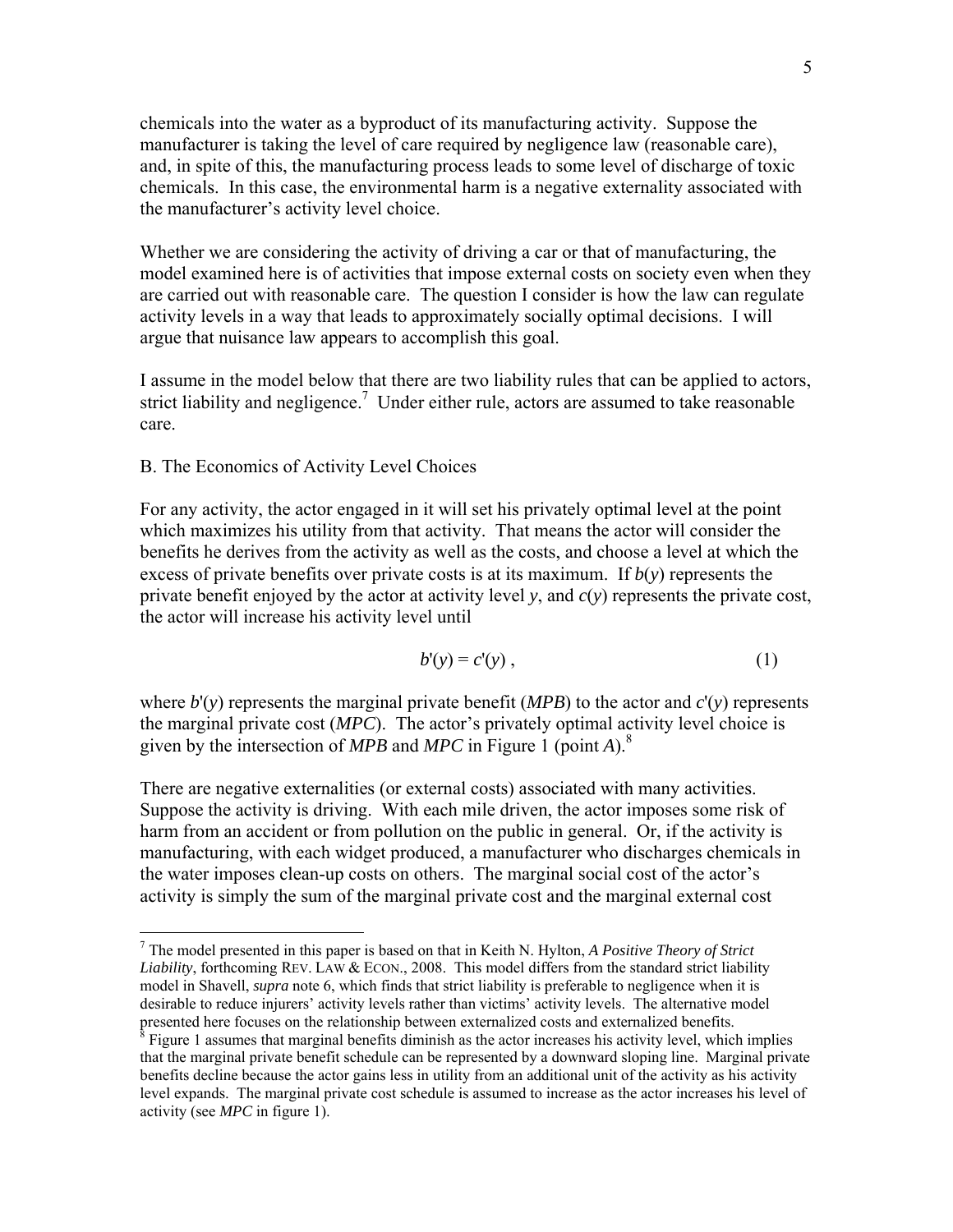chemicals into the water as a byproduct of its manufacturing activity. Suppose the manufacturer is taking the level of care required by negligence law (reasonable care), and, in spite of this, the manufacturing process leads to some level of discharge of toxic chemicals. In this case, the environmental harm is a negative externality associated with the manufacturer's activity level choice.

Whether we are considering the activity of driving a car or that of manufacturing, the model examined here is of activities that impose external costs on society even when they are carried out with reasonable care. The question I consider is how the law can regulate activity levels in a way that leads to approximately socially optimal decisions. I will argue that nuisance law appears to accomplish this goal.

I assume in the model below that there are two liability rules that can be applied to actors, strict liability and negligence.[7] Under either rule, actors are assumed to take reasonable care.

B. The Economics of Activity Level Choices

For any activity, the actor engaged in it will set his privately optimal level at the point which maximizes his utility from that activity. That means the actor will consider the benefits he derives from the activity as well as the costs, and choose a level at which the excess of private benefits over private costs is at its maximum. If $b(y)$ represents the private benefit enjoyed by the actor at activity level $y$, and $c(y)$ represents the private cost, the actor will increase his activity level until

$$b'(y) = c'(y)\ , \tag{1}$$

where $b'(y)$ represents the marginal private benefit (*MPB*) to the actor and $c'(y)$ represents the marginal private cost (*MPC*). The actor's privately optimal activity level choice is given by the intersection of *MPB* and *MPC* in Figure 1 (point *A*).[8]

There are negative externalities (or external costs) associated with many activities. Suppose the activity is driving. With each mile driven, the actor imposes some risk of harm from an accident or from pollution on the public in general. Or, if the activity is manufacturing, with each widget produced, a manufacturer who discharges chemicals in the water imposes clean-up costs on others. The marginal social cost of the actor's activity is simply the sum of the marginal private cost and the marginal external cost

---

[7] The model presented in this paper is based on that in Keith N. Hylton, *A Positive Theory of Strict Liability*, forthcoming REV. LAW & ECON., 2008. This model differs from the standard strict liability model in Shavell, *supra* note 6, which finds that strict liability is preferable to negligence when it is desirable to reduce injurers' activity levels rather than victims' activity levels. The alternative model presented here focuses on the relationship between externalized costs and externalized benefits.

[8] Figure 1 assumes that marginal benefits diminish as the actor increases his activity level, which implies that the marginal private benefit schedule can be represented by a downward sloping line. Marginal private benefits decline because the actor gains less in utility from an additional unit of the activity as his activity level expands. The marginal private cost schedule is assumed to increase as the actor increases his level of activity (see *MPC* in figure 1).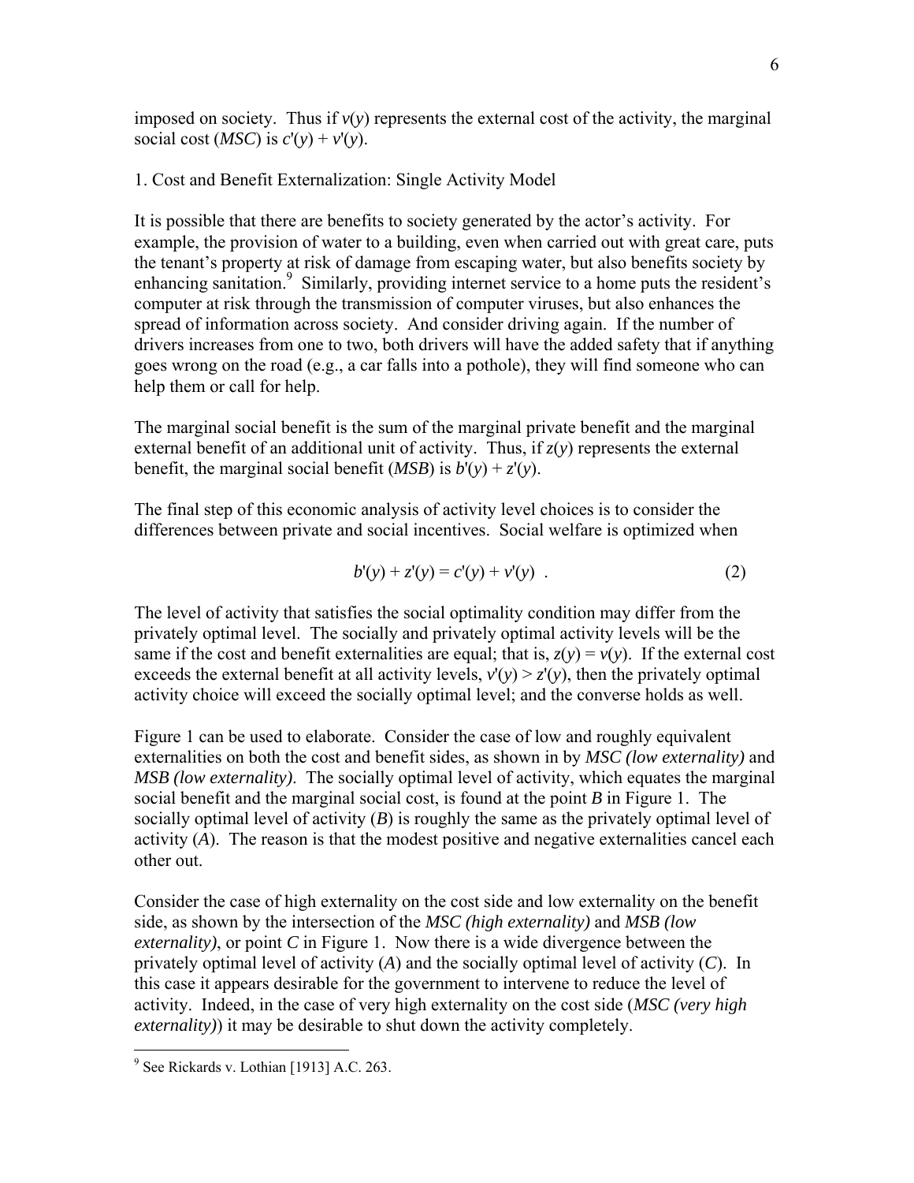imposed on society. Thus if $v(y)$ represents the external cost of the activity, the marginal social cost (*MSC*) is $c'(y) + v'(y)$.

## 1. Cost and Benefit Externalization: Single Activity Model

It is possible that there are benefits to society generated by the actor's activity. For example, the provision of water to a building, even when carried out with great care, puts the tenant's property at risk of damage from escaping water, but also benefits society by enhancing sanitation.[9] Similarly, providing internet service to a home puts the resident's computer at risk through the transmission of computer viruses, but also enhances the spread of information across society. And consider driving again. If the number of drivers increases from one to two, both drivers will have the added safety that if anything goes wrong on the road (e.g., a car falls into a pothole), they will find someone who can help them or call for help.

The marginal social benefit is the sum of the marginal private benefit and the marginal external benefit of an additional unit of activity. Thus, if $z(y)$ represents the external benefit, the marginal social benefit (*MSB*) is $b'(y) + z'(y)$.

The final step of this economic analysis of activity level choices is to consider the differences between private and social incentives. Social welfare is optimized when

$$b'(y) + z'(y) = c'(y) + v'(y) \quad . \tag{2}$$

The level of activity that satisfies the social optimality condition may differ from the privately optimal level. The socially and privately optimal activity levels will be the same if the cost and benefit externalities are equal; that is, $z(y) = v(y)$. If the external cost exceeds the external benefit at all activity levels, $v'(y) > z'(y)$, then the privately optimal activity choice will exceed the socially optimal level; and the converse holds as well.

Figure 1 can be used to elaborate. Consider the case of low and roughly equivalent externalities on both the cost and benefit sides, as shown in by *MSC (low externality)* and *MSB (low externality)*. The socially optimal level of activity, which equates the marginal social benefit and the marginal social cost, is found at the point *B* in Figure 1. The socially optimal level of activity (*B*) is roughly the same as the privately optimal level of activity (*A*). The reason is that the modest positive and negative externalities cancel each other out.

Consider the case of high externality on the cost side and low externality on the benefit side, as shown by the intersection of the *MSC (high externality)* and *MSB (low externality)*, or point *C* in Figure 1. Now there is a wide divergence between the privately optimal level of activity (*A*) and the socially optimal level of activity (*C*). In this case it appears desirable for the government to intervene to reduce the level of activity. Indeed, in the case of very high externality on the cost side (*MSC (very high externality)*) it may be desirable to shut down the activity completely.

[9] See Rickards v. Lothian [1913] A.C. 263.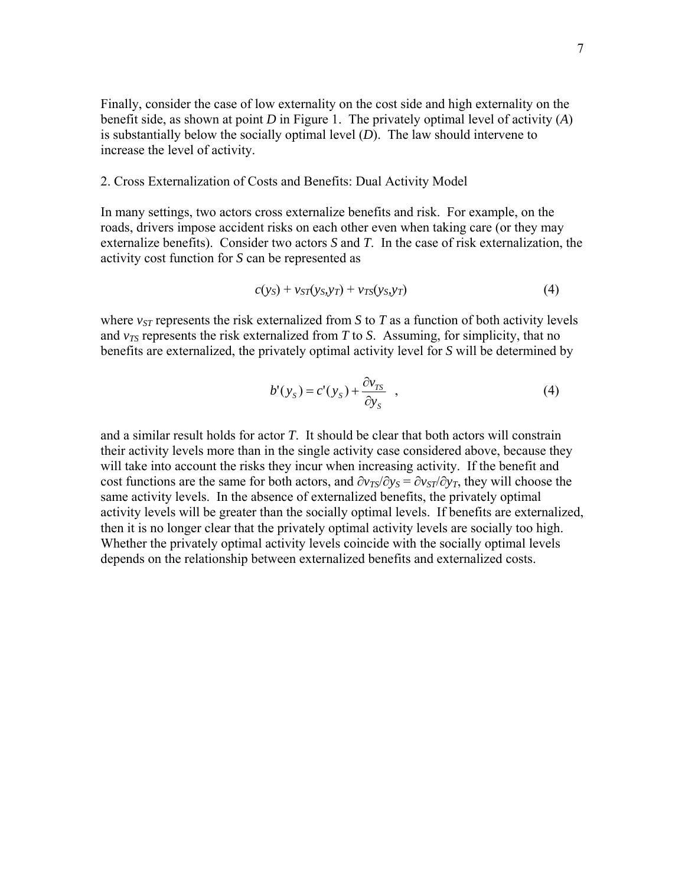Finally, consider the case of low externality on the cost side and high externality on the benefit side, as shown at point *D* in Figure 1. The privately optimal level of activity (*A*) is substantially below the socially optimal level (*D*). The law should intervene to increase the level of activity.

## 2. Cross Externalization of Costs and Benefits: Dual Activity Model

In many settings, two actors cross externalize benefits and risk. For example, on the roads, drivers impose accident risks on each other even when taking care (or they may externalize benefits). Consider two actors *S* and *T*. In the case of risk externalization, the activity cost function for *S* can be represented as

$$c(y_S) + v_{ST}(y_S,y_T) + v_{TS}(y_S,y_T) \tag{4}$$

where $v_{ST}$ represents the risk externalized from *S* to *T* as a function of both activity levels and $v_{TS}$ represents the risk externalized from *T* to *S*. Assuming, for simplicity, that no benefits are externalized, the privately optimal activity level for *S* will be determined by

$$b'(y_S) = c'(y_S) + \frac{\partial v_{TS}}{\partial y_S} \quad , \tag{4}$$

and a similar result holds for actor *T*. It should be clear that both actors will constrain their activity levels more than in the single activity case considered above, because they will take into account the risks they incur when increasing activity. If the benefit and cost functions are the same for both actors, and $\partial v_{TS}/\partial y_S = \partial v_{ST}/\partial y_T$, they will choose the same activity levels. In the absence of externalized benefits, the privately optimal activity levels will be greater than the socially optimal levels. If benefits are externalized, then it is no longer clear that the privately optimal activity levels are socially too high. Whether the privately optimal activity levels coincide with the socially optimal levels depends on the relationship between externalized benefits and externalized costs.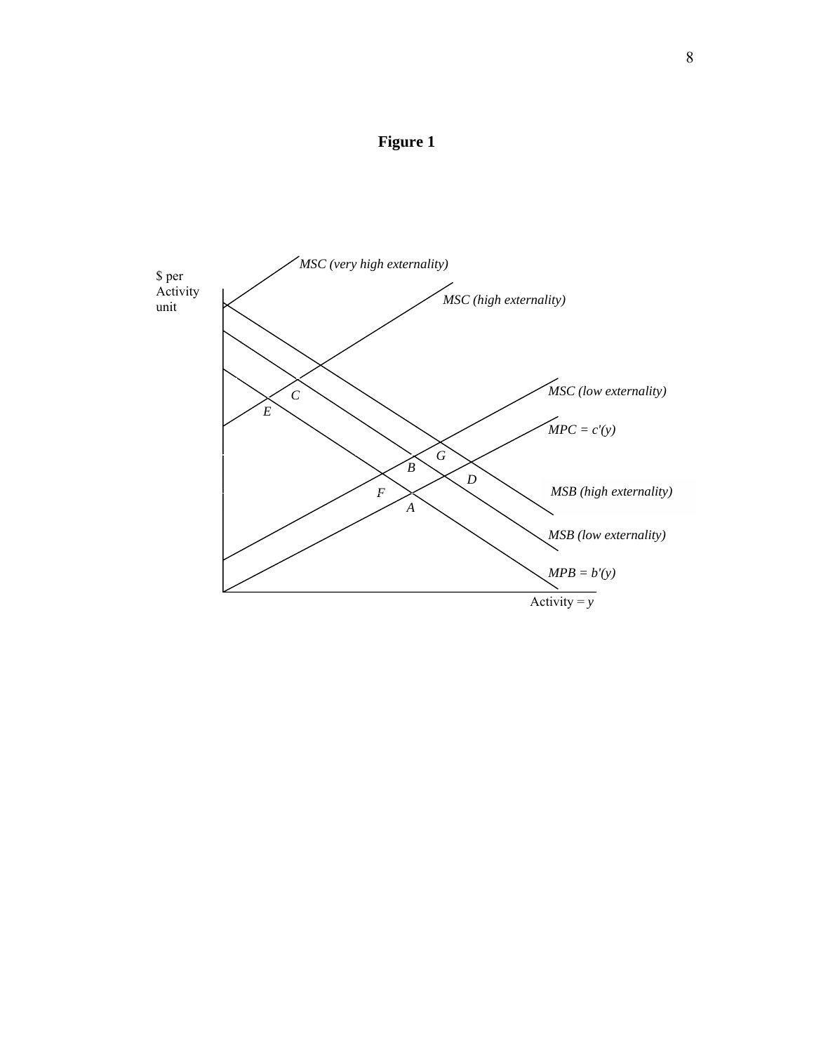**Figure 1**

$ per Activity unit

MSC (very high externality)

MSC (high externality)

MSC (low externality)

MPC = c'(y)

MSB (high externality)

MSB (low externality)

MPB = b'(y)

Activity = y

C E G B D F A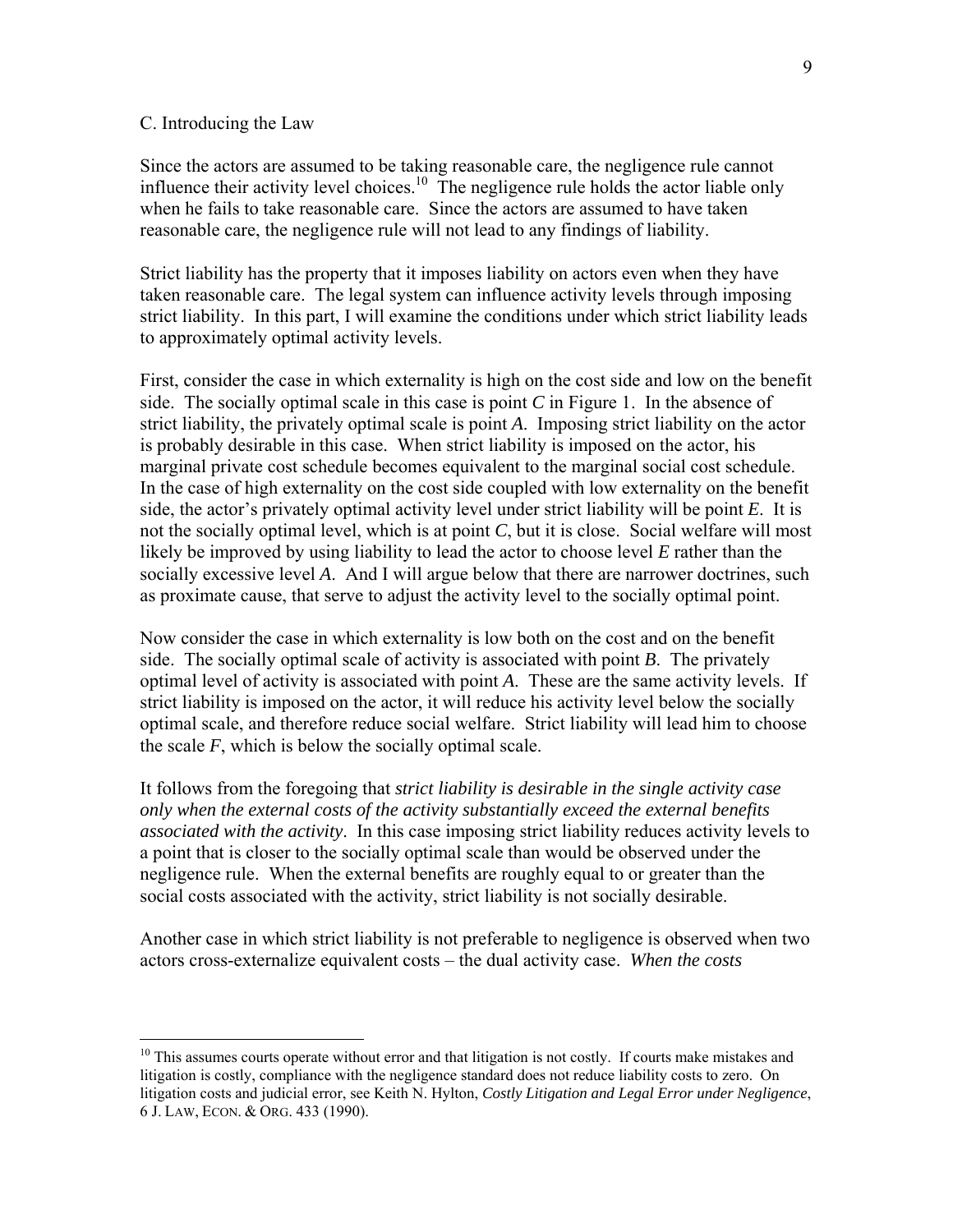### C. Introducing the Law

Since the actors are assumed to be taking reasonable care, the negligence rule cannot influence their activity level choices.[10] The negligence rule holds the actor liable only when he fails to take reasonable care. Since the actors are assumed to have taken reasonable care, the negligence rule will not lead to any findings of liability.

Strict liability has the property that it imposes liability on actors even when they have taken reasonable care. The legal system can influence activity levels through imposing strict liability. In this part, I will examine the conditions under which strict liability leads to approximately optimal activity levels.

First, consider the case in which externality is high on the cost side and low on the benefit side. The socially optimal scale in this case is point *C* in Figure 1. In the absence of strict liability, the privately optimal scale is point *A*. Imposing strict liability on the actor is probably desirable in this case. When strict liability is imposed on the actor, his marginal private cost schedule becomes equivalent to the marginal social cost schedule. In the case of high externality on the cost side coupled with low externality on the benefit side, the actor's privately optimal activity level under strict liability will be point *E*. It is not the socially optimal level, which is at point *C*, but it is close. Social welfare will most likely be improved by using liability to lead the actor to choose level *E* rather than the socially excessive level *A*. And I will argue below that there are narrower doctrines, such as proximate cause, that serve to adjust the activity level to the socially optimal point.

Now consider the case in which externality is low both on the cost and on the benefit side. The socially optimal scale of activity is associated with point *B*. The privately optimal level of activity is associated with point *A*. These are the same activity levels. If strict liability is imposed on the actor, it will reduce his activity level below the socially optimal scale, and therefore reduce social welfare. Strict liability will lead him to choose the scale *F*, which is below the socially optimal scale.

It follows from the foregoing that *strict liability is desirable in the single activity case only when the external costs of the activity substantially exceed the external benefits associated with the activity*. In this case imposing strict liability reduces activity levels to a point that is closer to the socially optimal scale than would be observed under the negligence rule. When the external benefits are roughly equal to or greater than the social costs associated with the activity, strict liability is not socially desirable.

Another case in which strict liability is not preferable to negligence is observed when two actors cross-externalize equivalent costs – the dual activity case. *When the costs*

---

[10] This assumes courts operate without error and that litigation is not costly. If courts make mistakes and litigation is costly, compliance with the negligence standard does not reduce liability costs to zero. On litigation costs and judicial error, see Keith N. Hylton, *Costly Litigation and Legal Error under Negligence*, 6 J. LAW, ECON. & ORG. 433 (1990).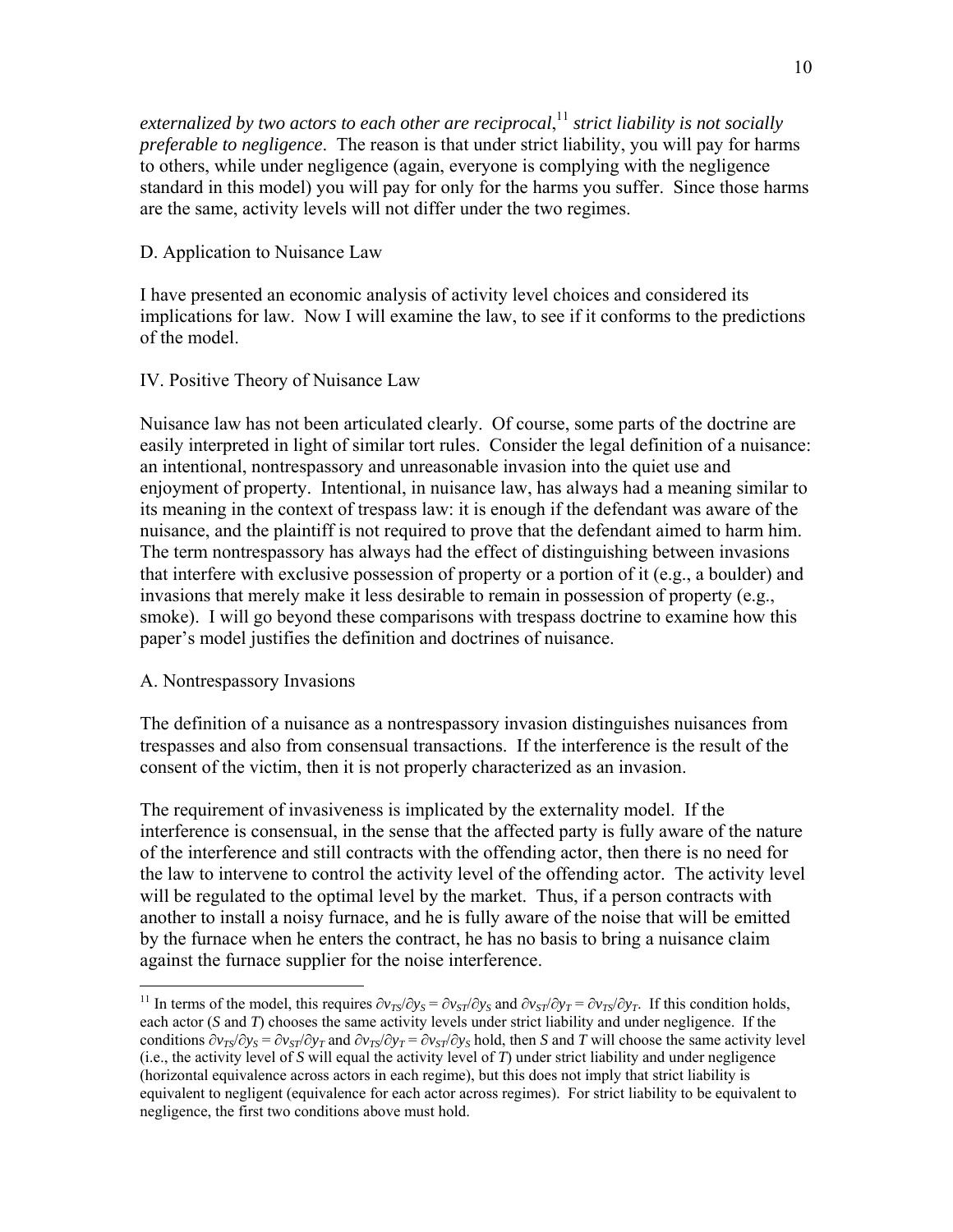*externalized by two actors to each other are reciprocal*,[11] *strict liability is not socially preferable to negligence*. The reason is that under strict liability, you will pay for harms to others, while under negligence (again, everyone is complying with the negligence standard in this model) you will pay for only for the harms you suffer. Since those harms are the same, activity levels will not differ under the two regimes.

### D. Application to Nuisance Law

I have presented an economic analysis of activity level choices and considered its implications for law. Now I will examine the law, to see if it conforms to the predictions of the model.

## IV. Positive Theory of Nuisance Law

Nuisance law has not been articulated clearly. Of course, some parts of the doctrine are easily interpreted in light of similar tort rules. Consider the legal definition of a nuisance: an intentional, nontrespassory and unreasonable invasion into the quiet use and enjoyment of property. Intentional, in nuisance law, has always had a meaning similar to its meaning in the context of trespass law: it is enough if the defendant was aware of the nuisance, and the plaintiff is not required to prove that the defendant aimed to harm him. The term nontrespassory has always had the effect of distinguishing between invasions that interfere with exclusive possession of property or a portion of it (e.g., a boulder) and invasions that merely make it less desirable to remain in possession of property (e.g., smoke). I will go beyond these comparisons with trespass doctrine to examine how this paper's model justifies the definition and doctrines of nuisance.

### A. Nontrespassory Invasions

The definition of a nuisance as a nontrespassory invasion distinguishes nuisances from trespasses and also from consensual transactions. If the interference is the result of the consent of the victim, then it is not properly characterized as an invasion.

The requirement of invasiveness is implicated by the externality model. If the interference is consensual, in the sense that the affected party is fully aware of the nature of the interference and still contracts with the offending actor, then there is no need for the law to intervene to control the activity level of the offending actor. The activity level will be regulated to the optimal level by the market. Thus, if a person contracts with another to install a noisy furnace, and he is fully aware of the noise that will be emitted by the furnace when he enters the contract, he has no basis to bring a nuisance claim against the furnace supplier for the noise interference.

---

[11] In terms of the model, this requires $\partial v_{TS}/\partial y_S = \partial v_{ST}/\partial y_S$ and $\partial v_{ST}/\partial y_T = \partial v_{TS}/\partial y_T$. If this condition holds, each actor (*S* and *T*) chooses the same activity levels under strict liability and under negligence. If the conditions $\partial v_{TS}/\partial y_S = \partial v_{ST}/\partial y_T$ and $\partial v_{TS}/\partial y_T = \partial v_{ST}/\partial y_S$ hold, then *S* and *T* will choose the same activity level (i.e., the activity level of *S* will equal the activity level of *T*) under strict liability and under negligence (horizontal equivalence across actors in each regime), but this does not imply that strict liability is equivalent to negligent (equivalence for each actor across regimes). For strict liability to be equivalent to negligence, the first two conditions above must hold.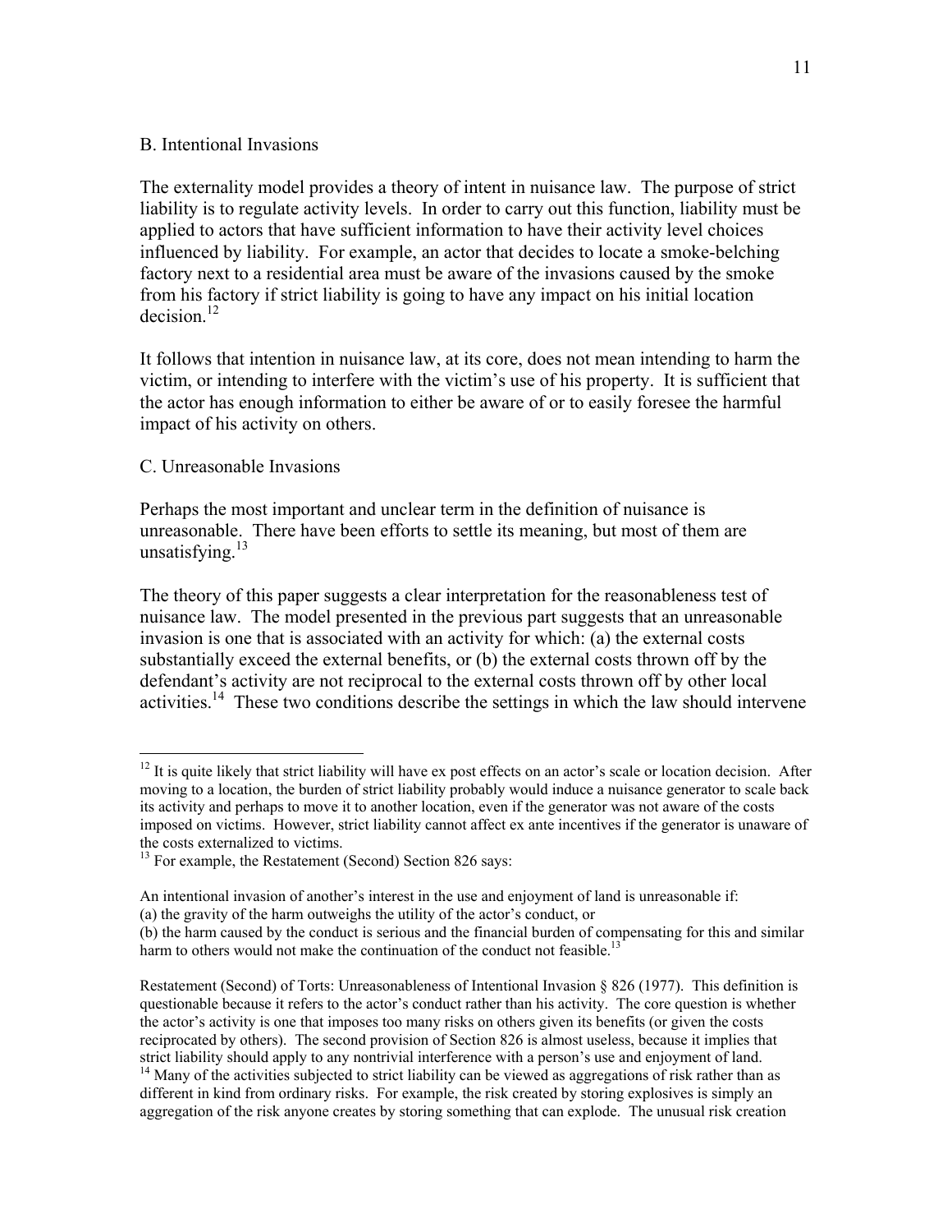### B. Intentional Invasions

The externality model provides a theory of intent in nuisance law. The purpose of strict liability is to regulate activity levels. In order to carry out this function, liability must be applied to actors that have sufficient information to have their activity level choices influenced by liability. For example, an actor that decides to locate a smoke-belching factory next to a residential area must be aware of the invasions caused by the smoke from his factory if strict liability is going to have any impact on his initial location decision.[12]

It follows that intention in nuisance law, at its core, does not mean intending to harm the victim, or intending to interfere with the victim's use of his property. It is sufficient that the actor has enough information to either be aware of or to easily foresee the harmful impact of his activity on others.

### C. Unreasonable Invasions

Perhaps the most important and unclear term in the definition of nuisance is unreasonable. There have been efforts to settle its meaning, but most of them are unsatisfying.[13]

The theory of this paper suggests a clear interpretation for the reasonableness test of nuisance law. The model presented in the previous part suggests that an unreasonable invasion is one that is associated with an activity for which: (a) the external costs substantially exceed the external benefits, or (b) the external costs thrown off by the defendant's activity are not reciprocal to the external costs thrown off by other local activities.[14] These two conditions describe the settings in which the law should intervene

---

[12] It is quite likely that strict liability will have ex post effects on an actor's scale or location decision. After moving to a location, the burden of strict liability probably would induce a nuisance generator to scale back its activity and perhaps to move it to another location, even if the generator was not aware of the costs imposed on victims. However, strict liability cannot affect ex ante incentives if the generator is unaware of the costs externalized to victims.

[13] For example, the Restatement (Second) Section 826 says:

An intentional invasion of another's interest in the use and enjoyment of land is unreasonable if:
(a) the gravity of the harm outweighs the utility of the actor's conduct, or
(b) the harm caused by the conduct is serious and the financial burden of compensating for this and similar harm to others would not make the continuation of the conduct not feasible.[13]

Restatement (Second) of Torts: Unreasonableness of Intentional Invasion § 826 (1977). This definition is questionable because it refers to the actor's conduct rather than his activity. The core question is whether the actor's activity is one that imposes too many risks on others given its benefits (or given the costs reciprocated by others). The second provision of Section 826 is almost useless, because it implies that strict liability should apply to any nontrivial interference with a person's use and enjoyment of land.

[14] Many of the activities subjected to strict liability can be viewed as aggregations of risk rather than as different in kind from ordinary risks. For example, the risk created by storing explosives is simply an aggregation of the risk anyone creates by storing something that can explode. The unusual risk creation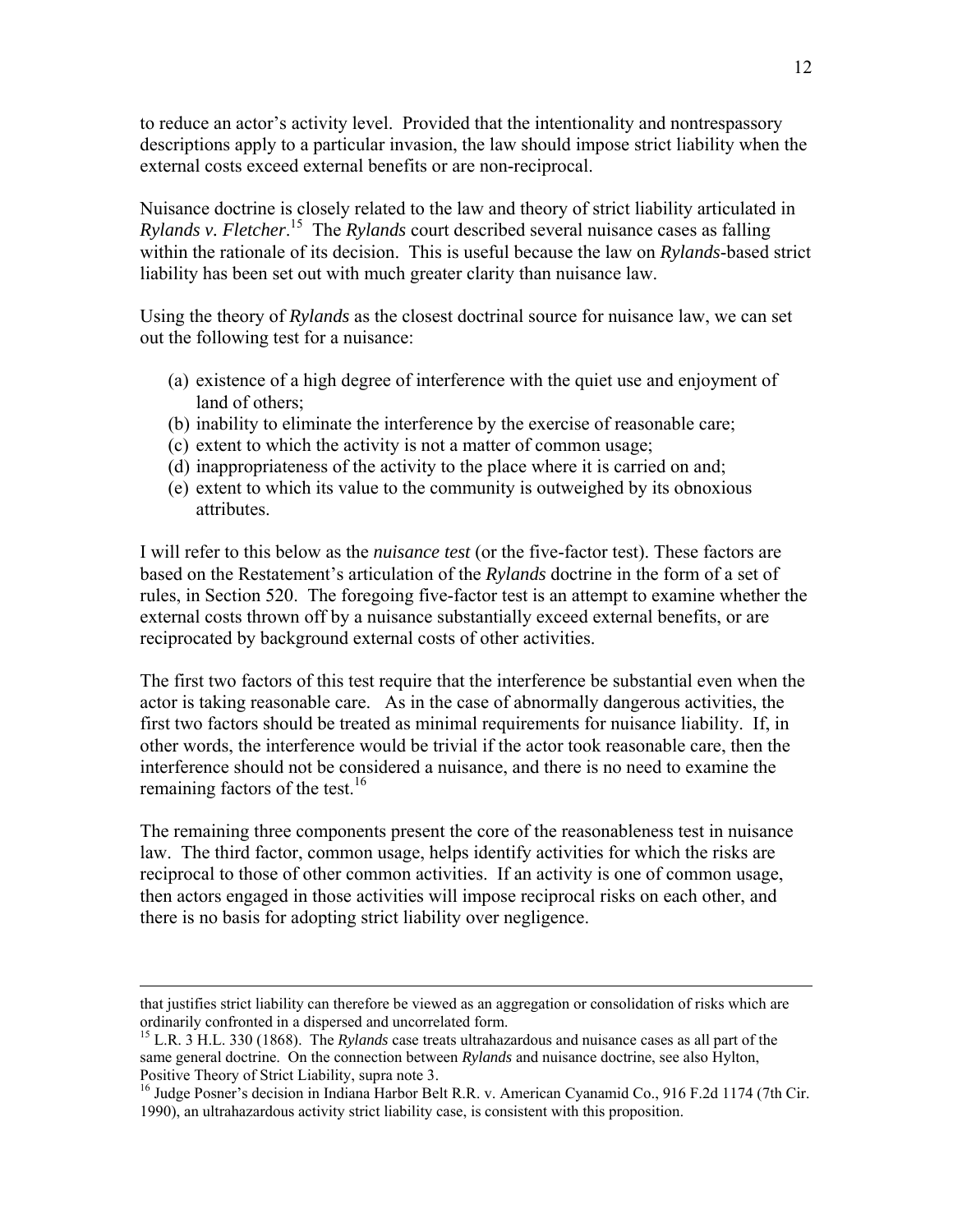to reduce an actor's activity level. Provided that the intentionality and nontrespassory descriptions apply to a particular invasion, the law should impose strict liability when the external costs exceed external benefits or are non-reciprocal.

Nuisance doctrine is closely related to the law and theory of strict liability articulated in *Rylands v. Fletcher*.[15] The *Rylands* court described several nuisance cases as falling within the rationale of its decision. This is useful because the law on *Rylands*-based strict liability has been set out with much greater clarity than nuisance law.

Using the theory of *Rylands* as the closest doctrinal source for nuisance law, we can set out the following test for a nuisance:

(a) existence of a high degree of interference with the quiet use and enjoyment of land of others;
(b) inability to eliminate the interference by the exercise of reasonable care;
(c) extent to which the activity is not a matter of common usage;
(d) inappropriateness of the activity to the place where it is carried on and;
(e) extent to which its value to the community is outweighed by its obnoxious attributes.

I will refer to this below as the *nuisance test* (or the five-factor test). These factors are based on the Restatement's articulation of the *Rylands* doctrine in the form of a set of rules, in Section 520. The foregoing five-factor test is an attempt to examine whether the external costs thrown off by a nuisance substantially exceed external benefits, or are reciprocated by background external costs of other activities.

The first two factors of this test require that the interference be substantial even when the actor is taking reasonable care. As in the case of abnormally dangerous activities, the first two factors should be treated as minimal requirements for nuisance liability. If, in other words, the interference would be trivial if the actor took reasonable care, then the interference should not be considered a nuisance, and there is no need to examine the remaining factors of the test.[16]

The remaining three components present the core of the reasonableness test in nuisance law. The third factor, common usage, helps identify activities for which the risks are reciprocal to those of other common activities. If an activity is one of common usage, then actors engaged in those activities will impose reciprocal risks on each other, and there is no basis for adopting strict liability over negligence.

---

that justifies strict liability can therefore be viewed as an aggregation or consolidation of risks which are ordinarily confronted in a dispersed and uncorrelated form.

[15] L.R. 3 H.L. 330 (1868). The *Rylands* case treats ultrahazardous and nuisance cases as all part of the same general doctrine. On the connection between *Rylands* and nuisance doctrine, see also Hylton, Positive Theory of Strict Liability, supra note 3.

[16] Judge Posner's decision in Indiana Harbor Belt R.R. v. American Cyanamid Co., 916 F.2d 1174 (7th Cir. 1990), an ultrahazardous activity strict liability case, is consistent with this proposition.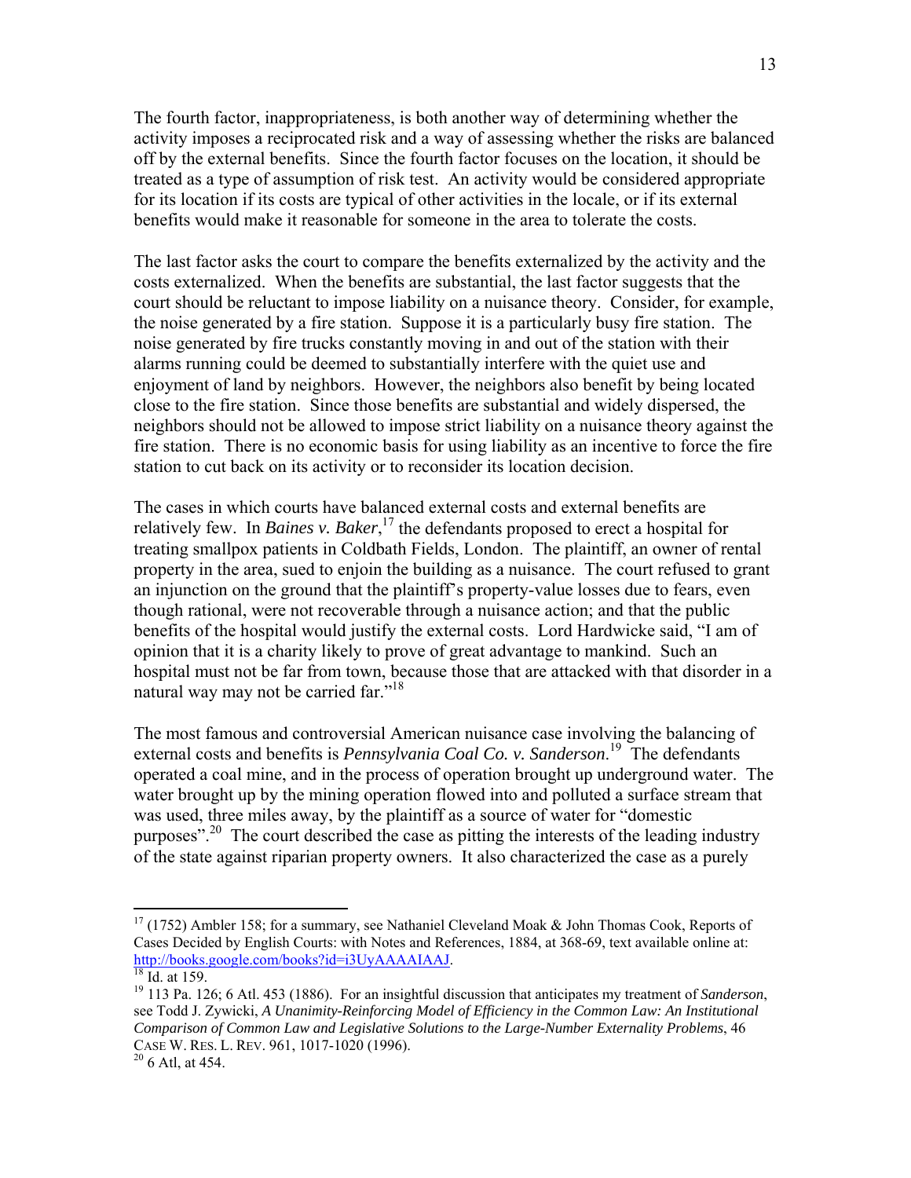The fourth factor, inappropriateness, is both another way of determining whether the activity imposes a reciprocated risk and a way of assessing whether the risks are balanced off by the external benefits. Since the fourth factor focuses on the location, it should be treated as a type of assumption of risk test. An activity would be considered appropriate for its location if its costs are typical of other activities in the locale, or if its external benefits would make it reasonable for someone in the area to tolerate the costs.

The last factor asks the court to compare the benefits externalized by the activity and the costs externalized. When the benefits are substantial, the last factor suggests that the court should be reluctant to impose liability on a nuisance theory. Consider, for example, the noise generated by a fire station. Suppose it is a particularly busy fire station. The noise generated by fire trucks constantly moving in and out of the station with their alarms running could be deemed to substantially interfere with the quiet use and enjoyment of land by neighbors. However, the neighbors also benefit by being located close to the fire station. Since those benefits are substantial and widely dispersed, the neighbors should not be allowed to impose strict liability on a nuisance theory against the fire station. There is no economic basis for using liability as an incentive to force the fire station to cut back on its activity or to reconsider its location decision.

The cases in which courts have balanced external costs and external benefits are relatively few. In *Baines v. Baker*,[17] the defendants proposed to erect a hospital for treating smallpox patients in Coldbath Fields, London. The plaintiff, an owner of rental property in the area, sued to enjoin the building as a nuisance. The court refused to grant an injunction on the ground that the plaintiff's property-value losses due to fears, even though rational, were not recoverable through a nuisance action; and that the public benefits of the hospital would justify the external costs. Lord Hardwicke said, "I am of opinion that it is a charity likely to prove of great advantage to mankind. Such an hospital must not be far from town, because those that are attacked with that disorder in a natural way may not be carried far."[18]

The most famous and controversial American nuisance case involving the balancing of external costs and benefits is *Pennsylvania Coal Co. v. Sanderson*.[19] The defendants operated a coal mine, and in the process of operation brought up underground water. The water brought up by the mining operation flowed into and polluted a surface stream that was used, three miles away, by the plaintiff as a source of water for "domestic purposes".[20] The court described the case as pitting the interests of the leading industry of the state against riparian property owners. It also characterized the case as a purely

---

[17] (1752) Ambler 158; for a summary, see Nathaniel Cleveland Moak & John Thomas Cook, Reports of Cases Decided by English Courts: with Notes and References, 1884, at 368-69, text available online at: http://books.google.com/books?id=i3UyAAAAIAAJ.

[18] Id. at 159.

[19] 113 Pa. 126; 6 Atl. 453 (1886). For an insightful discussion that anticipates my treatment of *Sanderson*, see Todd J. Zywicki, *A Unanimity-Reinforcing Model of Efficiency in the Common Law: An Institutional Comparison of Common Law and Legislative Solutions to the Large-Number Externality Problems*, 46 CASE W. RES. L. REV. 961, 1017-1020 (1996).

[20] 6 Atl, at 454.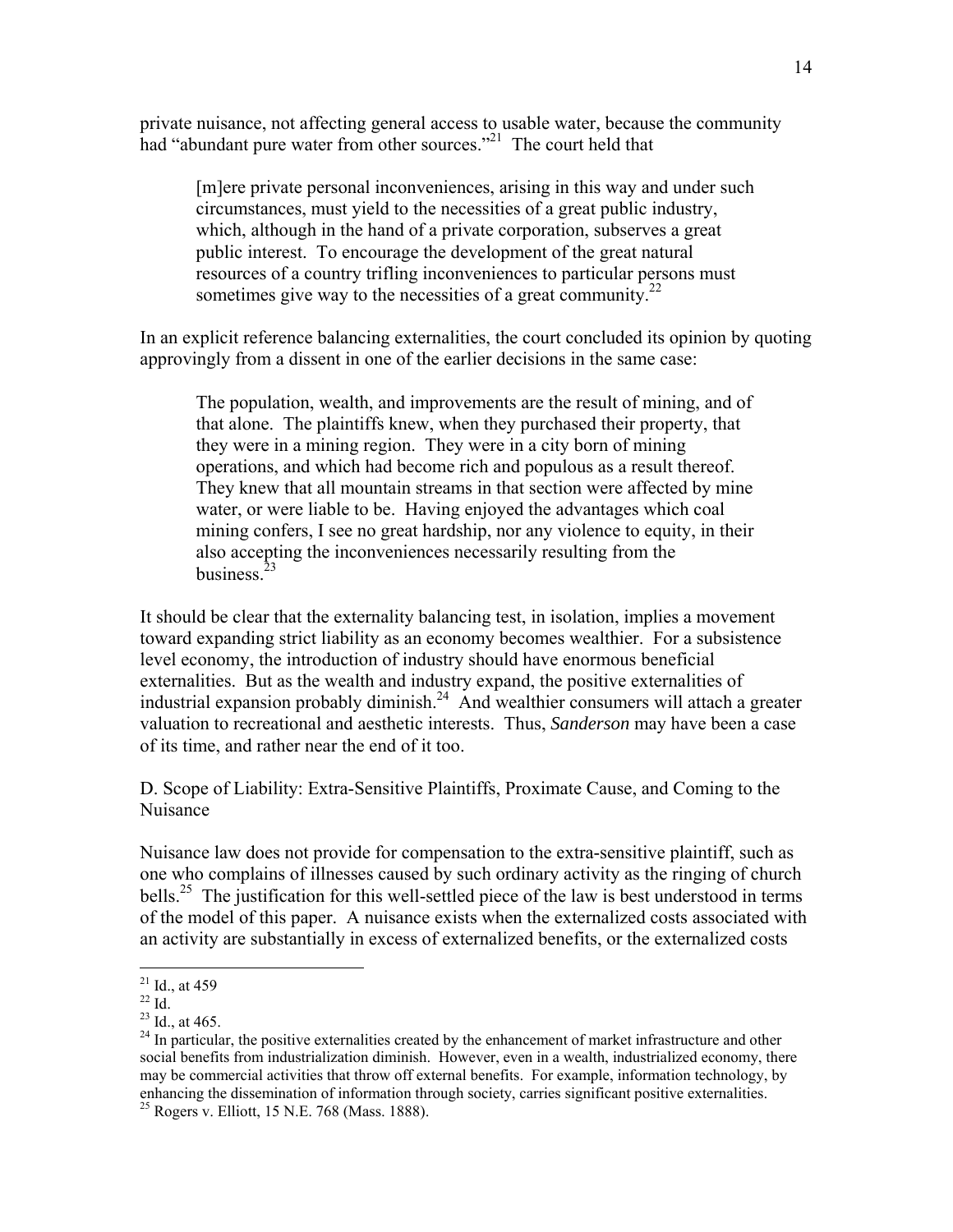private nuisance, not affecting general access to usable water, because the community had "abundant pure water from other sources."[21] The court held that

> [m]ere private personal inconveniences, arising in this way and under such circumstances, must yield to the necessities of a great public industry, which, although in the hand of a private corporation, subserves a great public interest. To encourage the development of the great natural resources of a country trifling inconveniences to particular persons must sometimes give way to the necessities of a great community.[22]

In an explicit reference balancing externalities, the court concluded its opinion by quoting approvingly from a dissent in one of the earlier decisions in the same case:

> The population, wealth, and improvements are the result of mining, and of that alone. The plaintiffs knew, when they purchased their property, that they were in a mining region. They were in a city born of mining operations, and which had become rich and populous as a result thereof. They knew that all mountain streams in that section were affected by mine water, or were liable to be. Having enjoyed the advantages which coal mining confers, I see no great hardship, nor any violence to equity, in their also accepting the inconveniences necessarily resulting from the business.[23]

It should be clear that the externality balancing test, in isolation, implies a movement toward expanding strict liability as an economy becomes wealthier. For a subsistence level economy, the introduction of industry should have enormous beneficial externalities. But as the wealth and industry expand, the positive externalities of industrial expansion probably diminish.[24] And wealthier consumers will attach a greater valuation to recreational and aesthetic interests. Thus, *Sanderson* may have been a case of its time, and rather near the end of it too.

## D. Scope of Liability: Extra-Sensitive Plaintiffs, Proximate Cause, and Coming to the Nuisance

Nuisance law does not provide for compensation to the extra-sensitive plaintiff, such as one who complains of illnesses caused by such ordinary activity as the ringing of church bells.[25] The justification for this well-settled piece of the law is best understood in terms of the model of this paper. A nuisance exists when the externalized costs associated with an activity are substantially in excess of externalized benefits, or the externalized costs

---

[21] Id., at 459

[22] Id.

[23] Id., at 465.

[24] In particular, the positive externalities created by the enhancement of market infrastructure and other social benefits from industrialization diminish. However, even in a wealth, industrialized economy, there may be commercial activities that throw off external benefits. For example, information technology, by enhancing the dissemination of information through society, carries significant positive externalities.

[25] Rogers v. Elliott, 15 N.E. 768 (Mass. 1888).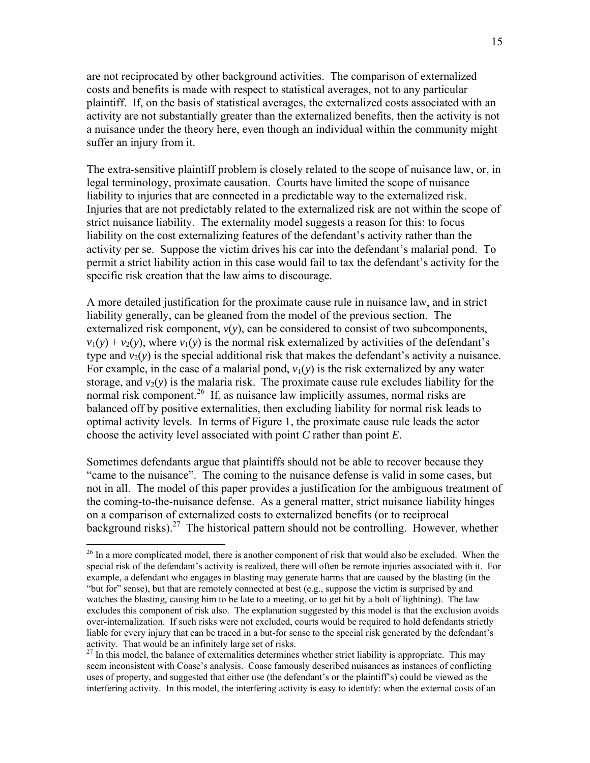are not reciprocated by other background activities. The comparison of externalized costs and benefits is made with respect to statistical averages, not to any particular plaintiff. If, on the basis of statistical averages, the externalized costs associated with an activity are not substantially greater than the externalized benefits, then the activity is not a nuisance under the theory here, even though an individual within the community might suffer an injury from it.

The extra-sensitive plaintiff problem is closely related to the scope of nuisance law, or, in legal terminology, proximate causation. Courts have limited the scope of nuisance liability to injuries that are connected in a predictable way to the externalized risk. Injuries that are not predictably related to the externalized risk are not within the scope of strict nuisance liability. The externality model suggests a reason for this: to focus liability on the cost externalizing features of the defendant's activity rather than the activity per se. Suppose the victim drives his car into the defendant's malarial pond. To permit a strict liability action in this case would fail to tax the defendant's activity for the specific risk creation that the law aims to discourage.

A more detailed justification for the proximate cause rule in nuisance law, and in strict liability generally, can be gleaned from the model of the previous section. The externalized risk component, $v(y)$, can be considered to consist of two subcomponents, $v_1(y) + v_2(y)$, where $v_1(y)$ is the normal risk externalized by activities of the defendant's type and $v_2(y)$ is the special additional risk that makes the defendant's activity a nuisance. For example, in the case of a malarial pond, $v_1(y)$ is the risk externalized by any water storage, and $v_2(y)$ is the malaria risk. The proximate cause rule excludes liability for the normal risk component.[26] If, as nuisance law implicitly assumes, normal risks are balanced off by positive externalities, then excluding liability for normal risk leads to optimal activity levels. In terms of Figure 1, the proximate cause rule leads the actor choose the activity level associated with point *C* rather than point *E*.

Sometimes defendants argue that plaintiffs should not be able to recover because they "came to the nuisance". The coming to the nuisance defense is valid in some cases, but not in all. The model of this paper provides a justification for the ambiguous treatment of the coming-to-the-nuisance defense. As a general matter, strict nuisance liability hinges on a comparison of externalized costs to externalized benefits (or to reciprocal background risks).[27] The historical pattern should not be controlling. However, whether

[26] In a more complicated model, there is another component of risk that would also be excluded. When the special risk of the defendant's activity is realized, there will often be remote injuries associated with it. For example, a defendant who engages in blasting may generate harms that are caused by the blasting (in the "but for" sense), but that are remotely connected at best (e.g., suppose the victim is surprised by and watches the blasting, causing him to be late to a meeting, or to get hit by a bolt of lightning). The law excludes this component of risk also. The explanation suggested by this model is that the exclusion avoids over-internalization. If such risks were not excluded, courts would be required to hold defendants strictly liable for every injury that can be traced in a but-for sense to the special risk generated by the defendant's activity. That would be an infinitely large set of risks.

[27] In this model, the balance of externalities determines whether strict liability is appropriate. This may seem inconsistent with Coase's analysis. Coase famously described nuisances as instances of conflicting uses of property, and suggested that either use (the defendant's or the plaintiff's) could be viewed as the interfering activity. In this model, the interfering activity is easy to identify: when the external costs of an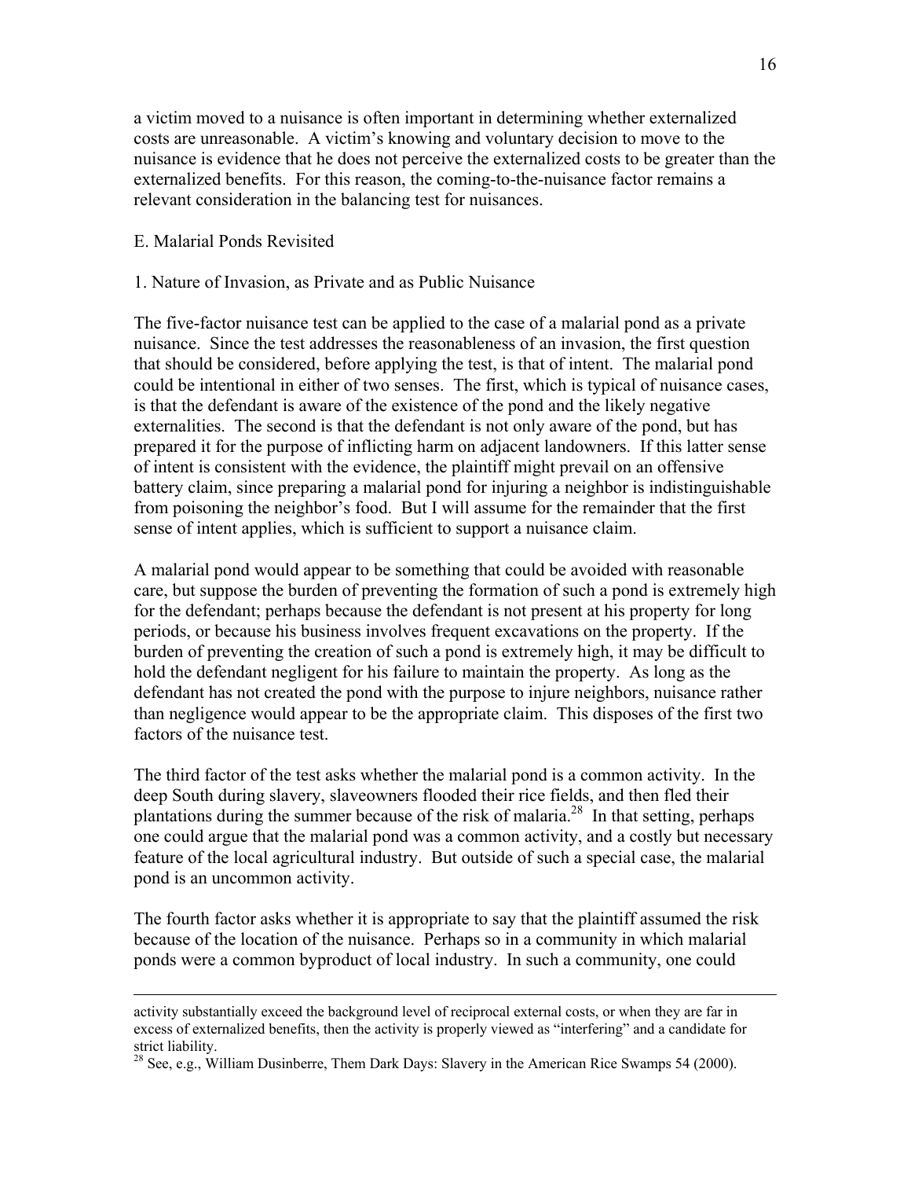a victim moved to a nuisance is often important in determining whether externalized costs are unreasonable. A victim's knowing and voluntary decision to move to the nuisance is evidence that he does not perceive the externalized costs to be greater than the externalized benefits. For this reason, the coming-to-the-nuisance factor remains a relevant consideration in the balancing test for nuisances.

### E. Malarial Ponds Revisited

#### 1. Nature of Invasion, as Private and as Public Nuisance

The five-factor nuisance test can be applied to the case of a malarial pond as a private nuisance. Since the test addresses the reasonableness of an invasion, the first question that should be considered, before applying the test, is that of intent. The malarial pond could be intentional in either of two senses. The first, which is typical of nuisance cases, is that the defendant is aware of the existence of the pond and the likely negative externalities. The second is that the defendant is not only aware of the pond, but has prepared it for the purpose of inflicting harm on adjacent landowners. If this latter sense of intent is consistent with the evidence, the plaintiff might prevail on an offensive battery claim, since preparing a malarial pond for injuring a neighbor is indistinguishable from poisoning the neighbor's food. But I will assume for the remainder that the first sense of intent applies, which is sufficient to support a nuisance claim.

A malarial pond would appear to be something that could be avoided with reasonable care, but suppose the burden of preventing the formation of such a pond is extremely high for the defendant; perhaps because the defendant is not present at his property for long periods, or because his business involves frequent excavations on the property. If the burden of preventing the creation of such a pond is extremely high, it may be difficult to hold the defendant negligent for his failure to maintain the property. As long as the defendant has not created the pond with the purpose to injure neighbors, nuisance rather than negligence would appear to be the appropriate claim. This disposes of the first two factors of the nuisance test.

The third factor of the test asks whether the malarial pond is a common activity. In the deep South during slavery, slaveowners flooded their rice fields, and then fled their plantations during the summer because of the risk of malaria.[28] In that setting, perhaps one could argue that the malarial pond was a common activity, and a costly but necessary feature of the local agricultural industry. But outside of such a special case, the malarial pond is an uncommon activity.

The fourth factor asks whether it is appropriate to say that the plaintiff assumed the risk because of the location of the nuisance. Perhaps so in a community in which malarial ponds were a common byproduct of local industry. In such a community, one could

---

activity substantially exceed the background level of reciprocal external costs, or when they are far in excess of externalized benefits, then the activity is properly viewed as "interfering" and a candidate for strict liability.

[28] See, e.g., William Dusinberre, Them Dark Days: Slavery in the American Rice Swamps 54 (2000).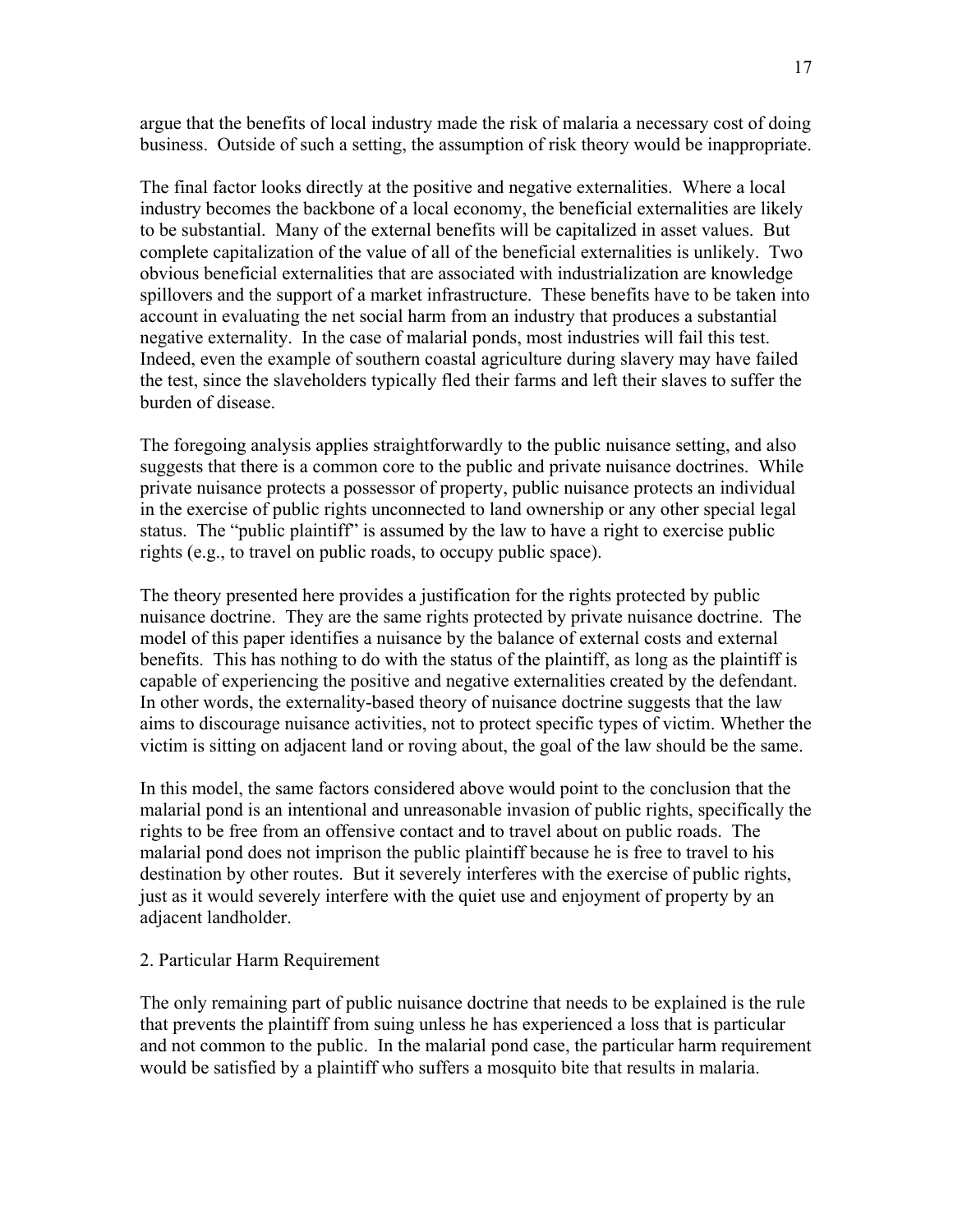argue that the benefits of local industry made the risk of malaria a necessary cost of doing business. Outside of such a setting, the assumption of risk theory would be inappropriate.

The final factor looks directly at the positive and negative externalities. Where a local industry becomes the backbone of a local economy, the beneficial externalities are likely to be substantial. Many of the external benefits will be capitalized in asset values. But complete capitalization of the value of all of the beneficial externalities is unlikely. Two obvious beneficial externalities that are associated with industrialization are knowledge spillovers and the support of a market infrastructure. These benefits have to be taken into account in evaluating the net social harm from an industry that produces a substantial negative externality. In the case of malarial ponds, most industries will fail this test. Indeed, even the example of southern coastal agriculture during slavery may have failed the test, since the slaveholders typically fled their farms and left their slaves to suffer the burden of disease.

The foregoing analysis applies straightforwardly to the public nuisance setting, and also suggests that there is a common core to the public and private nuisance doctrines. While private nuisance protects a possessor of property, public nuisance protects an individual in the exercise of public rights unconnected to land ownership or any other special legal status. The "public plaintiff" is assumed by the law to have a right to exercise public rights (e.g., to travel on public roads, to occupy public space).

The theory presented here provides a justification for the rights protected by public nuisance doctrine. They are the same rights protected by private nuisance doctrine. The model of this paper identifies a nuisance by the balance of external costs and external benefits. This has nothing to do with the status of the plaintiff, as long as the plaintiff is capable of experiencing the positive and negative externalities created by the defendant. In other words, the externality-based theory of nuisance doctrine suggests that the law aims to discourage nuisance activities, not to protect specific types of victim. Whether the victim is sitting on adjacent land or roving about, the goal of the law should be the same.

In this model, the same factors considered above would point to the conclusion that the malarial pond is an intentional and unreasonable invasion of public rights, specifically the rights to be free from an offensive contact and to travel about on public roads. The malarial pond does not imprison the public plaintiff because he is free to travel to his destination by other routes. But it severely interferes with the exercise of public rights, just as it would severely interfere with the quiet use and enjoyment of property by an adjacent landholder.

2. Particular Harm Requirement

The only remaining part of public nuisance doctrine that needs to be explained is the rule that prevents the plaintiff from suing unless he has experienced a loss that is particular and not common to the public. In the malarial pond case, the particular harm requirement would be satisfied by a plaintiff who suffers a mosquito bite that results in malaria.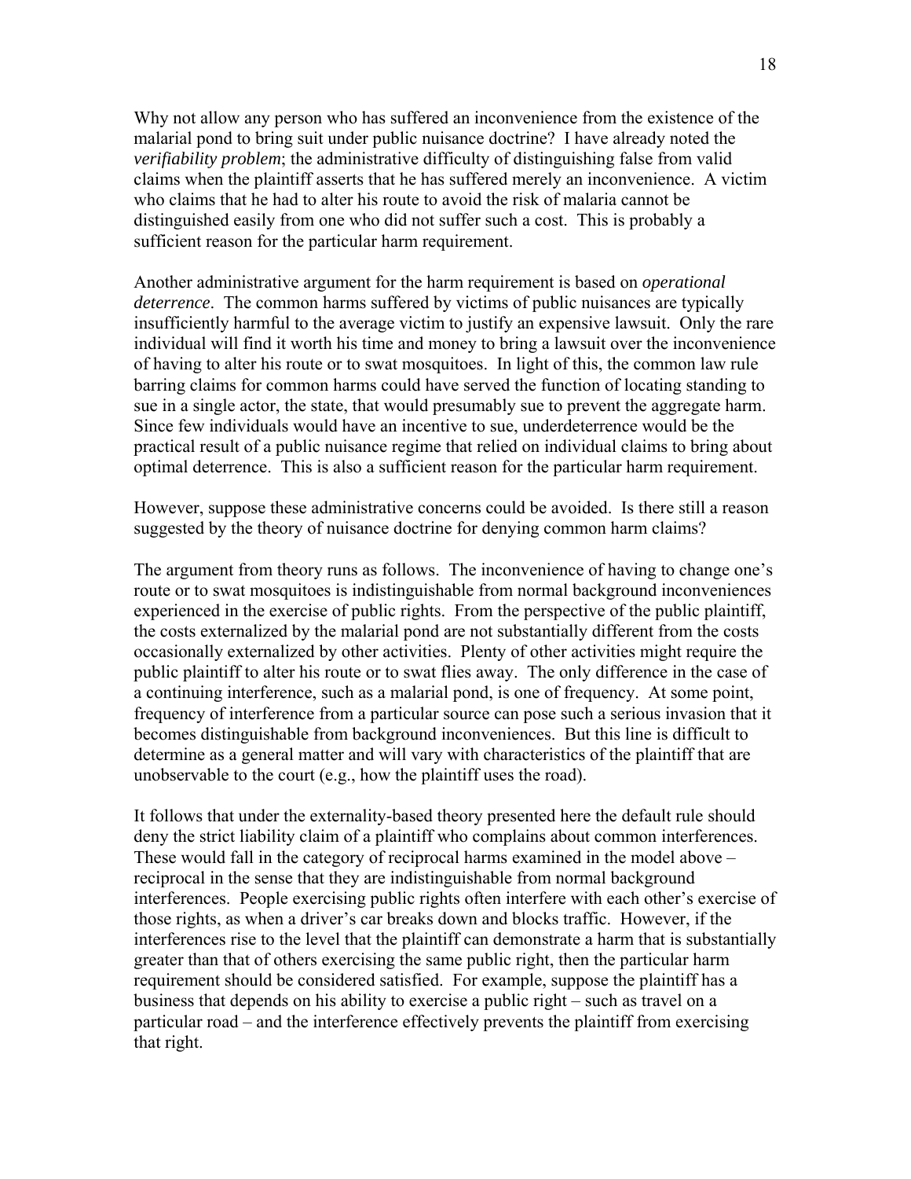Why not allow any person who has suffered an inconvenience from the existence of the malarial pond to bring suit under public nuisance doctrine? I have already noted the *verifiability problem*; the administrative difficulty of distinguishing false from valid claims when the plaintiff asserts that he has suffered merely an inconvenience. A victim who claims that he had to alter his route to avoid the risk of malaria cannot be distinguished easily from one who did not suffer such a cost. This is probably a sufficient reason for the particular harm requirement.

Another administrative argument for the harm requirement is based on *operational deterrence*. The common harms suffered by victims of public nuisances are typically insufficiently harmful to the average victim to justify an expensive lawsuit. Only the rare individual will find it worth his time and money to bring a lawsuit over the inconvenience of having to alter his route or to swat mosquitoes. In light of this, the common law rule barring claims for common harms could have served the function of locating standing to sue in a single actor, the state, that would presumably sue to prevent the aggregate harm. Since few individuals would have an incentive to sue, underdeterrence would be the practical result of a public nuisance regime that relied on individual claims to bring about optimal deterrence. This is also a sufficient reason for the particular harm requirement.

However, suppose these administrative concerns could be avoided. Is there still a reason suggested by the theory of nuisance doctrine for denying common harm claims?

The argument from theory runs as follows. The inconvenience of having to change one's route or to swat mosquitoes is indistinguishable from normal background inconveniences experienced in the exercise of public rights. From the perspective of the public plaintiff, the costs externalized by the malarial pond are not substantially different from the costs occasionally externalized by other activities. Plenty of other activities might require the public plaintiff to alter his route or to swat flies away. The only difference in the case of a continuing interference, such as a malarial pond, is one of frequency. At some point, frequency of interference from a particular source can pose such a serious invasion that it becomes distinguishable from background inconveniences. But this line is difficult to determine as a general matter and will vary with characteristics of the plaintiff that are unobservable to the court (e.g., how the plaintiff uses the road).

It follows that under the externality-based theory presented here the default rule should deny the strict liability claim of a plaintiff who complains about common interferences. These would fall in the category of reciprocal harms examined in the model above – reciprocal in the sense that they are indistinguishable from normal background interferences. People exercising public rights often interfere with each other's exercise of those rights, as when a driver's car breaks down and blocks traffic. However, if the interferences rise to the level that the plaintiff can demonstrate a harm that is substantially greater than that of others exercising the same public right, then the particular harm requirement should be considered satisfied. For example, suppose the plaintiff has a business that depends on his ability to exercise a public right – such as travel on a particular road – and the interference effectively prevents the plaintiff from exercising that right.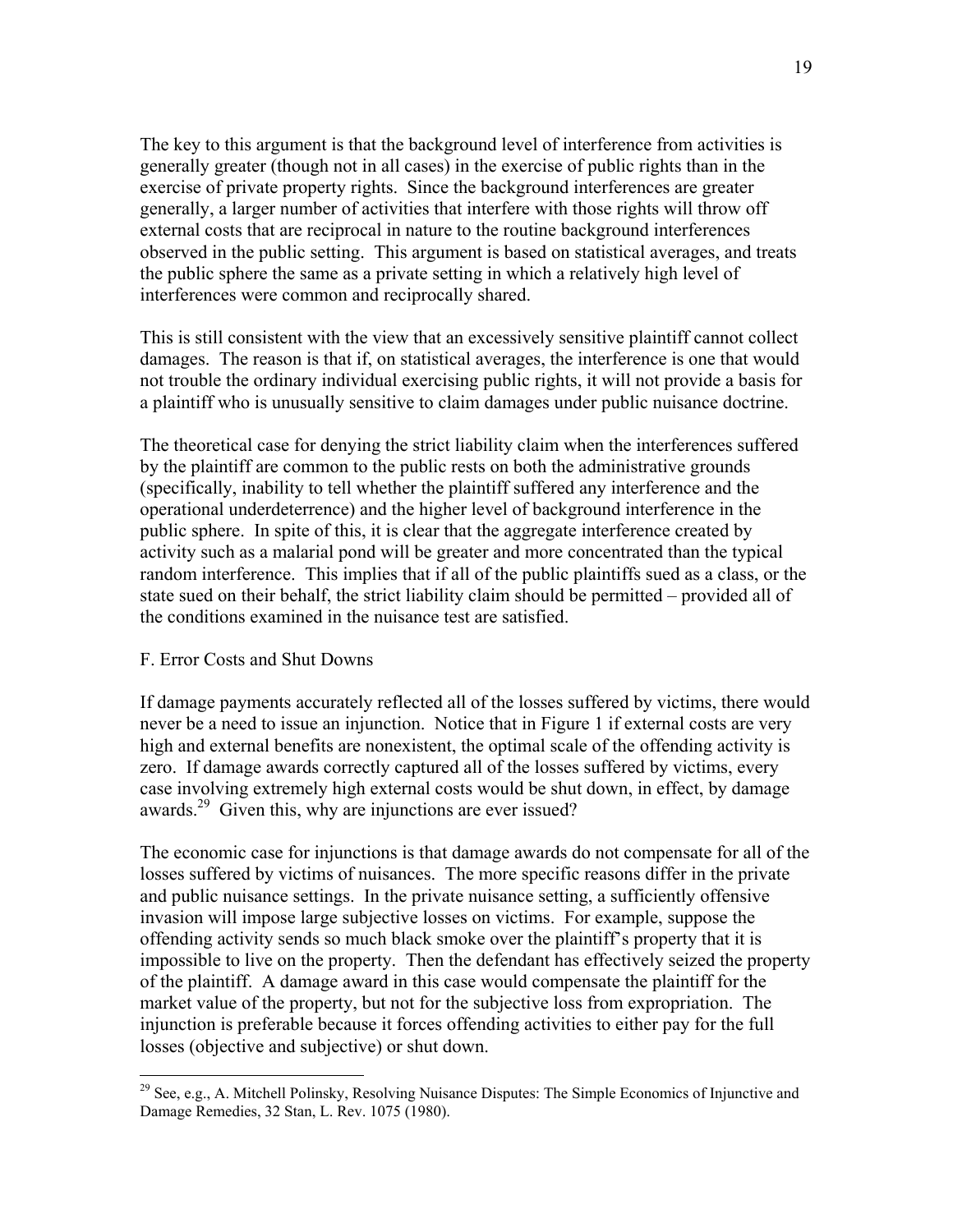The key to this argument is that the background level of interference from activities is generally greater (though not in all cases) in the exercise of public rights than in the exercise of private property rights. Since the background interferences are greater generally, a larger number of activities that interfere with those rights will throw off external costs that are reciprocal in nature to the routine background interferences observed in the public setting. This argument is based on statistical averages, and treats the public sphere the same as a private setting in which a relatively high level of interferences were common and reciprocally shared.

This is still consistent with the view that an excessively sensitive plaintiff cannot collect damages. The reason is that if, on statistical averages, the interference is one that would not trouble the ordinary individual exercising public rights, it will not provide a basis for a plaintiff who is unusually sensitive to claim damages under public nuisance doctrine.

The theoretical case for denying the strict liability claim when the interferences suffered by the plaintiff are common to the public rests on both the administrative grounds (specifically, inability to tell whether the plaintiff suffered any interference and the operational underdeterrence) and the higher level of background interference in the public sphere. In spite of this, it is clear that the aggregate interference created by activity such as a malarial pond will be greater and more concentrated than the typical random interference. This implies that if all of the public plaintiffs sued as a class, or the state sued on their behalf, the strict liability claim should be permitted – provided all of the conditions examined in the nuisance test are satisfied.

F. Error Costs and Shut Downs

If damage payments accurately reflected all of the losses suffered by victims, there would never be a need to issue an injunction. Notice that in Figure 1 if external costs are very high and external benefits are nonexistent, the optimal scale of the offending activity is zero. If damage awards correctly captured all of the losses suffered by victims, every case involving extremely high external costs would be shut down, in effect, by damage awards.[29] Given this, why are injunctions are ever issued?

The economic case for injunctions is that damage awards do not compensate for all of the losses suffered by victims of nuisances. The more specific reasons differ in the private and public nuisance settings. In the private nuisance setting, a sufficiently offensive invasion will impose large subjective losses on victims. For example, suppose the offending activity sends so much black smoke over the plaintiff's property that it is impossible to live on the property. Then the defendant has effectively seized the property of the plaintiff. A damage award in this case would compensate the plaintiff for the market value of the property, but not for the subjective loss from expropriation. The injunction is preferable because it forces offending activities to either pay for the full losses (objective and subjective) or shut down.

[29] See, e.g., A. Mitchell Polinsky, Resolving Nuisance Disputes: The Simple Economics of Injunctive and Damage Remedies, 32 Stan, L. Rev. 1075 (1980).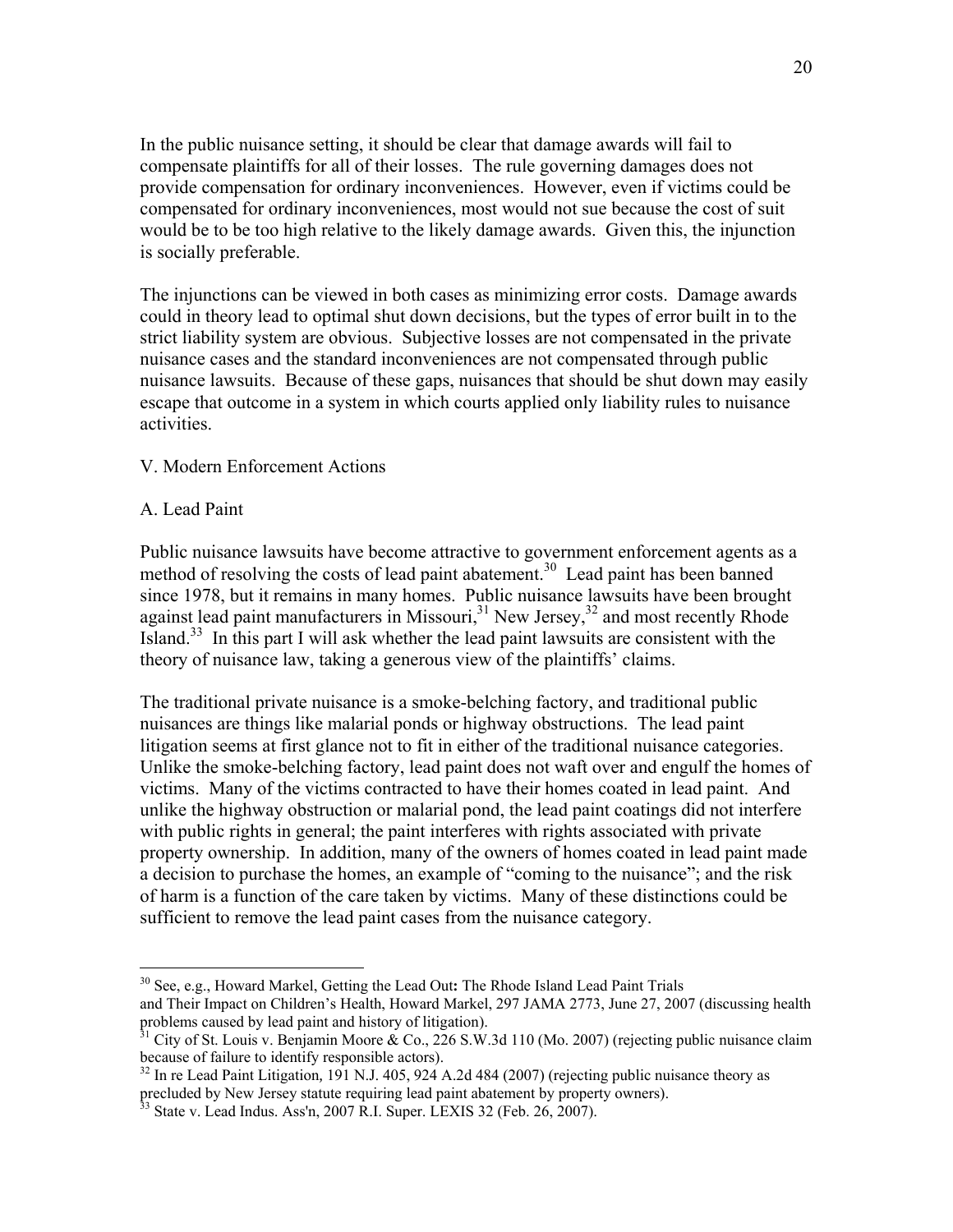In the public nuisance setting, it should be clear that damage awards will fail to compensate plaintiffs for all of their losses. The rule governing damages does not provide compensation for ordinary inconveniences. However, even if victims could be compensated for ordinary inconveniences, most would not sue because the cost of suit would be to be too high relative to the likely damage awards. Given this, the injunction is socially preferable.

The injunctions can be viewed in both cases as minimizing error costs. Damage awards could in theory lead to optimal shut down decisions, but the types of error built in to the strict liability system are obvious. Subjective losses are not compensated in the private nuisance cases and the standard inconveniences are not compensated through public nuisance lawsuits. Because of these gaps, nuisances that should be shut down may easily escape that outcome in a system in which courts applied only liability rules to nuisance activities.

## V. Modern Enforcement Actions

### A. Lead Paint

Public nuisance lawsuits have become attractive to government enforcement agents as a method of resolving the costs of lead paint abatement.[30] Lead paint has been banned since 1978, but it remains in many homes. Public nuisance lawsuits have been brought against lead paint manufacturers in Missouri,[31] New Jersey,[32] and most recently Rhode Island.[33] In this part I will ask whether the lead paint lawsuits are consistent with the theory of nuisance law, taking a generous view of the plaintiffs' claims.

The traditional private nuisance is a smoke-belching factory, and traditional public nuisances are things like malarial ponds or highway obstructions. The lead paint litigation seems at first glance not to fit in either of the traditional nuisance categories. Unlike the smoke-belching factory, lead paint does not waft over and engulf the homes of victims. Many of the victims contracted to have their homes coated in lead paint. And unlike the highway obstruction or malarial pond, the lead paint coatings did not interfere with public rights in general; the paint interferes with rights associated with private property ownership. In addition, many of the owners of homes coated in lead paint made a decision to purchase the homes, an example of "coming to the nuisance"; and the risk of harm is a function of the care taken by victims. Many of these distinctions could be sufficient to remove the lead paint cases from the nuisance category.

---

[30] See, e.g., Howard Markel, Getting the Lead Out**:** The Rhode Island Lead Paint Trials and Their Impact on Children's Health, Howard Markel, 297 JAMA 2773, June 27, 2007 (discussing health problems caused by lead paint and history of litigation).

[31] City of St. Louis v. Benjamin Moore & Co., 226 S.W.3d 110 (Mo. 2007) (rejecting public nuisance claim because of failure to identify responsible actors).

[32] In re Lead Paint Litigation, 191 N.J. 405, 924 A.2d 484 (2007) (rejecting public nuisance theory as precluded by New Jersey statute requiring lead paint abatement by property owners).

[33] State v. Lead Indus. Ass'n, 2007 R.I. Super. LEXIS 32 (Feb. 26, 2007).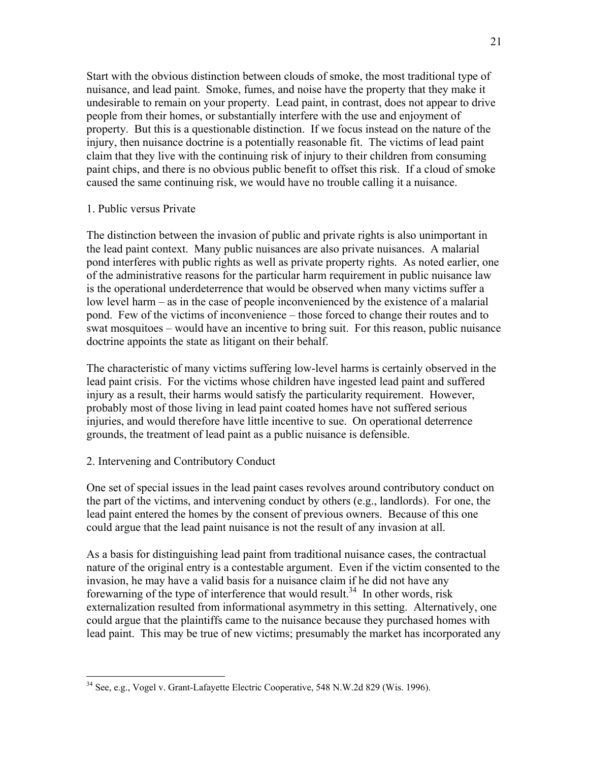Start with the obvious distinction between clouds of smoke, the most traditional type of nuisance, and lead paint. Smoke, fumes, and noise have the property that they make it undesirable to remain on your property. Lead paint, in contrast, does not appear to drive people from their homes, or substantially interfere with the use and enjoyment of property. But this is a questionable distinction. If we focus instead on the nature of the injury, then nuisance doctrine is a potentially reasonable fit. The victims of lead paint claim that they live with the continuing risk of injury to their children from consuming paint chips, and there is no obvious public benefit to offset this risk. If a cloud of smoke caused the same continuing risk, we would have no trouble calling it a nuisance.

### 1. Public versus Private

The distinction between the invasion of public and private rights is also unimportant in the lead paint context. Many public nuisances are also private nuisances. A malarial pond interferes with public rights as well as private property rights. As noted earlier, one of the administrative reasons for the particular harm requirement in public nuisance law is the operational underdeterrence that would be observed when many victims suffer a low level harm – as in the case of people inconvenienced by the existence of a malarial pond. Few of the victims of inconvenience – those forced to change their routes and to swat mosquitoes – would have an incentive to bring suit. For this reason, public nuisance doctrine appoints the state as litigant on their behalf.

The characteristic of many victims suffering low-level harms is certainly observed in the lead paint crisis. For the victims whose children have ingested lead paint and suffered injury as a result, their harms would satisfy the particularity requirement. However, probably most of those living in lead paint coated homes have not suffered serious injuries, and would therefore have little incentive to sue. On operational deterrence grounds, the treatment of lead paint as a public nuisance is defensible.

### 2. Intervening and Contributory Conduct

One set of special issues in the lead paint cases revolves around contributory conduct on the part of the victims, and intervening conduct by others (e.g., landlords). For one, the lead paint entered the homes by the consent of previous owners. Because of this one could argue that the lead paint nuisance is not the result of any invasion at all.

As a basis for distinguishing lead paint from traditional nuisance cases, the contractual nature of the original entry is a contestable argument. Even if the victim consented to the invasion, he may have a valid basis for a nuisance claim if he did not have any forewarning of the type of interference that would result.[34] In other words, risk externalization resulted from informational asymmetry in this setting. Alternatively, one could argue that the plaintiffs came to the nuisance because they purchased homes with lead paint. This may be true of new victims; presumably the market has incorporated any

---

[34] See, e.g., Vogel v. Grant-Lafayette Electric Cooperative, 548 N.W.2d 829 (Wis. 1996).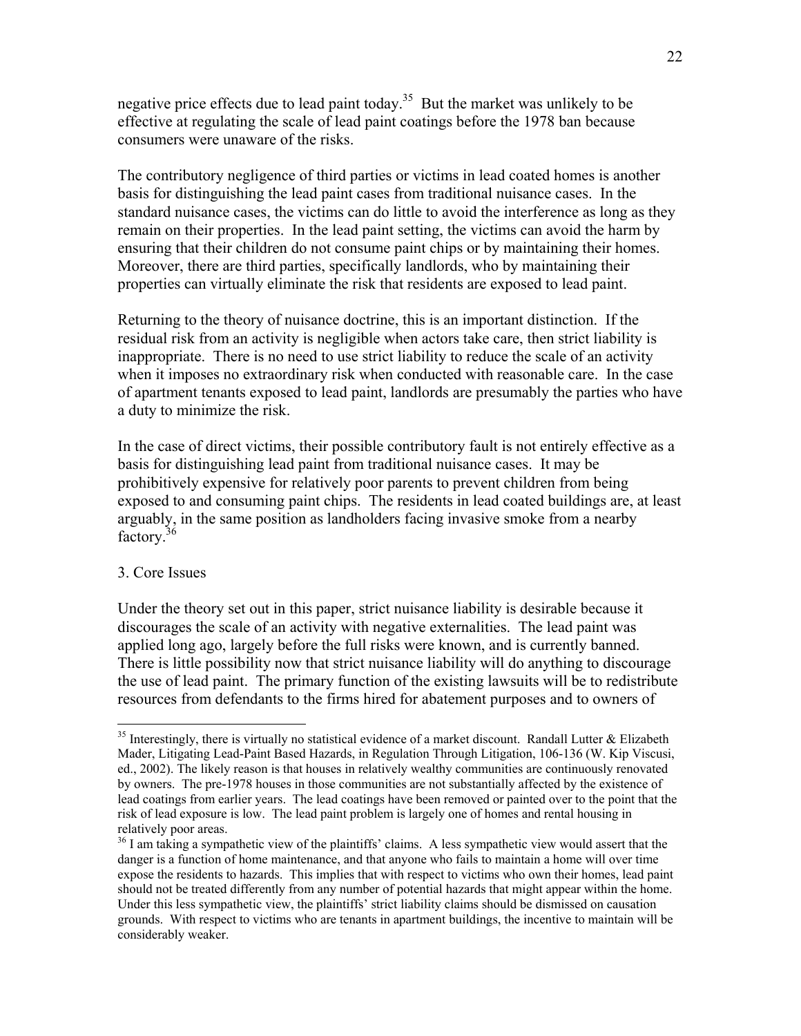negative price effects due to lead paint today.[35] But the market was unlikely to be effective at regulating the scale of lead paint coatings before the 1978 ban because consumers were unaware of the risks.

The contributory negligence of third parties or victims in lead coated homes is another basis for distinguishing the lead paint cases from traditional nuisance cases. In the standard nuisance cases, the victims can do little to avoid the interference as long as they remain on their properties. In the lead paint setting, the victims can avoid the harm by ensuring that their children do not consume paint chips or by maintaining their homes. Moreover, there are third parties, specifically landlords, who by maintaining their properties can virtually eliminate the risk that residents are exposed to lead paint.

Returning to the theory of nuisance doctrine, this is an important distinction. If the residual risk from an activity is negligible when actors take care, then strict liability is inappropriate. There is no need to use strict liability to reduce the scale of an activity when it imposes no extraordinary risk when conducted with reasonable care. In the case of apartment tenants exposed to lead paint, landlords are presumably the parties who have a duty to minimize the risk.

In the case of direct victims, their possible contributory fault is not entirely effective as a basis for distinguishing lead paint from traditional nuisance cases. It may be prohibitively expensive for relatively poor parents to prevent children from being exposed to and consuming paint chips. The residents in lead coated buildings are, at least arguably, in the same position as landholders facing invasive smoke from a nearby factory.[36]

3. Core Issues

Under the theory set out in this paper, strict nuisance liability is desirable because it discourages the scale of an activity with negative externalities. The lead paint was applied long ago, largely before the full risks were known, and is currently banned. There is little possibility now that strict nuisance liability will do anything to discourage the use of lead paint. The primary function of the existing lawsuits will be to redistribute resources from defendants to the firms hired for abatement purposes and to owners of

---

[35] Interestingly, there is virtually no statistical evidence of a market discount. Randall Lutter & Elizabeth Mader, Litigating Lead-Paint Based Hazards, in Regulation Through Litigation, 106-136 (W. Kip Viscusi, ed., 2002). The likely reason is that houses in relatively wealthy communities are continuously renovated by owners. The pre-1978 houses in those communities are not substantially affected by the existence of lead coatings from earlier years. The lead coatings have been removed or painted over to the point that the risk of lead exposure is low. The lead paint problem is largely one of homes and rental housing in relatively poor areas.

[36] I am taking a sympathetic view of the plaintiffs' claims. A less sympathetic view would assert that the danger is a function of home maintenance, and that anyone who fails to maintain a home will over time expose the residents to hazards. This implies that with respect to victims who own their homes, lead paint should not be treated differently from any number of potential hazards that might appear within the home. Under this less sympathetic view, the plaintiffs' strict liability claims should be dismissed on causation grounds. With respect to victims who are tenants in apartment buildings, the incentive to maintain will be considerably weaker.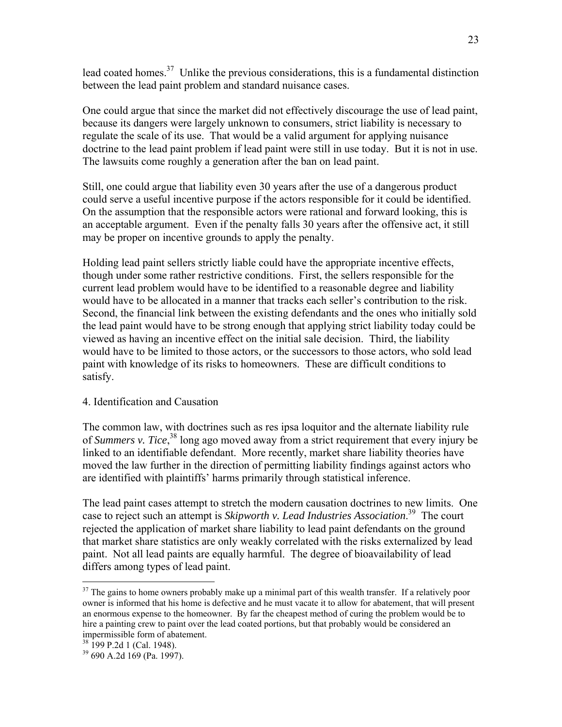lead coated homes.[37] Unlike the previous considerations, this is a fundamental distinction between the lead paint problem and standard nuisance cases.

One could argue that since the market did not effectively discourage the use of lead paint, because its dangers were largely unknown to consumers, strict liability is necessary to regulate the scale of its use. That would be a valid argument for applying nuisance doctrine to the lead paint problem if lead paint were still in use today. But it is not in use. The lawsuits come roughly a generation after the ban on lead paint.

Still, one could argue that liability even 30 years after the use of a dangerous product could serve a useful incentive purpose if the actors responsible for it could be identified. On the assumption that the responsible actors were rational and forward looking, this is an acceptable argument. Even if the penalty falls 30 years after the offensive act, it still may be proper on incentive grounds to apply the penalty.

Holding lead paint sellers strictly liable could have the appropriate incentive effects, though under some rather restrictive conditions. First, the sellers responsible for the current lead problem would have to be identified to a reasonable degree and liability would have to be allocated in a manner that tracks each seller's contribution to the risk. Second, the financial link between the existing defendants and the ones who initially sold the lead paint would have to be strong enough that applying strict liability today could be viewed as having an incentive effect on the initial sale decision. Third, the liability would have to be limited to those actors, or the successors to those actors, who sold lead paint with knowledge of its risks to homeowners. These are difficult conditions to satisfy.

### 4. Identification and Causation

The common law, with doctrines such as res ipsa loquitor and the alternate liability rule of *Summers v. Tice*,[38] long ago moved away from a strict requirement that every injury be linked to an identifiable defendant. More recently, market share liability theories have moved the law further in the direction of permitting liability findings against actors who are identified with plaintiffs' harms primarily through statistical inference.

The lead paint cases attempt to stretch the modern causation doctrines to new limits. One case to reject such an attempt is *Skipworth v. Lead Industries Association*.[39] The court rejected the application of market share liability to lead paint defendants on the ground that market share statistics are only weakly correlated with the risks externalized by lead paint. Not all lead paints are equally harmful. The degree of bioavailability of lead differs among types of lead paint.

---

[37] The gains to home owners probably make up a minimal part of this wealth transfer. If a relatively poor owner is informed that his home is defective and he must vacate it to allow for abatement, that will present an enormous expense to the homeowner. By far the cheapest method of curing the problem would be to hire a painting crew to paint over the lead coated portions, but that probably would be considered an impermissible form of abatement.

[38] 199 P.2d 1 (Cal. 1948).

[39] 690 A.2d 169 (Pa. 1997).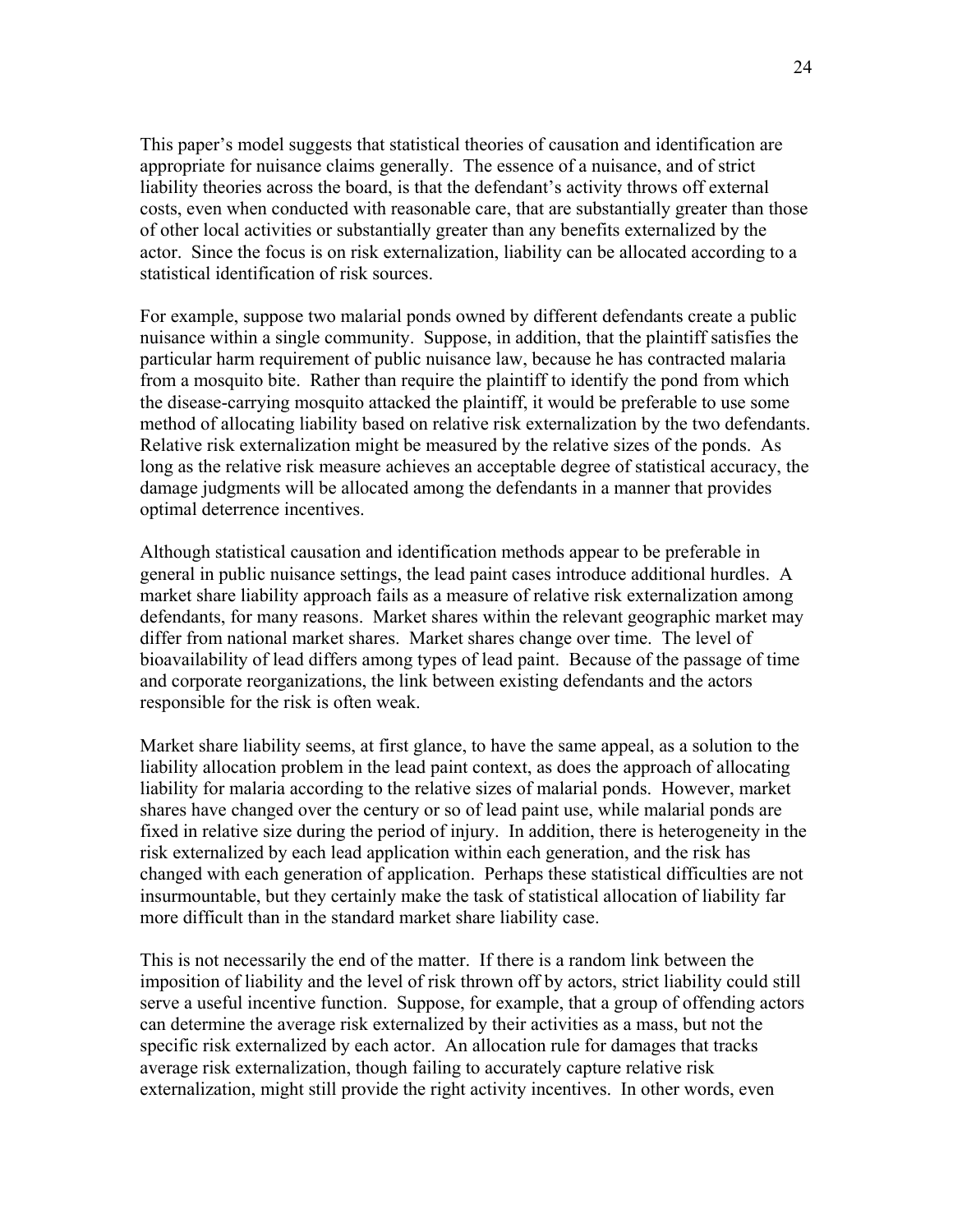This paper's model suggests that statistical theories of causation and identification are appropriate for nuisance claims generally. The essence of a nuisance, and of strict liability theories across the board, is that the defendant's activity throws off external costs, even when conducted with reasonable care, that are substantially greater than those of other local activities or substantially greater than any benefits externalized by the actor. Since the focus is on risk externalization, liability can be allocated according to a statistical identification of risk sources.

For example, suppose two malarial ponds owned by different defendants create a public nuisance within a single community. Suppose, in addition, that the plaintiff satisfies the particular harm requirement of public nuisance law, because he has contracted malaria from a mosquito bite. Rather than require the plaintiff to identify the pond from which the disease-carrying mosquito attacked the plaintiff, it would be preferable to use some method of allocating liability based on relative risk externalization by the two defendants. Relative risk externalization might be measured by the relative sizes of the ponds. As long as the relative risk measure achieves an acceptable degree of statistical accuracy, the damage judgments will be allocated among the defendants in a manner that provides optimal deterrence incentives.

Although statistical causation and identification methods appear to be preferable in general in public nuisance settings, the lead paint cases introduce additional hurdles. A market share liability approach fails as a measure of relative risk externalization among defendants, for many reasons. Market shares within the relevant geographic market may differ from national market shares. Market shares change over time. The level of bioavailability of lead differs among types of lead paint. Because of the passage of time and corporate reorganizations, the link between existing defendants and the actors responsible for the risk is often weak.

Market share liability seems, at first glance, to have the same appeal, as a solution to the liability allocation problem in the lead paint context, as does the approach of allocating liability for malaria according to the relative sizes of malarial ponds. However, market shares have changed over the century or so of lead paint use, while malarial ponds are fixed in relative size during the period of injury. In addition, there is heterogeneity in the risk externalized by each lead application within each generation, and the risk has changed with each generation of application. Perhaps these statistical difficulties are not insurmountable, but they certainly make the task of statistical allocation of liability far more difficult than in the standard market share liability case.

This is not necessarily the end of the matter. If there is a random link between the imposition of liability and the level of risk thrown off by actors, strict liability could still serve a useful incentive function. Suppose, for example, that a group of offending actors can determine the average risk externalized by their activities as a mass, but not the specific risk externalized by each actor. An allocation rule for damages that tracks average risk externalization, though failing to accurately capture relative risk externalization, might still provide the right activity incentives. In other words, even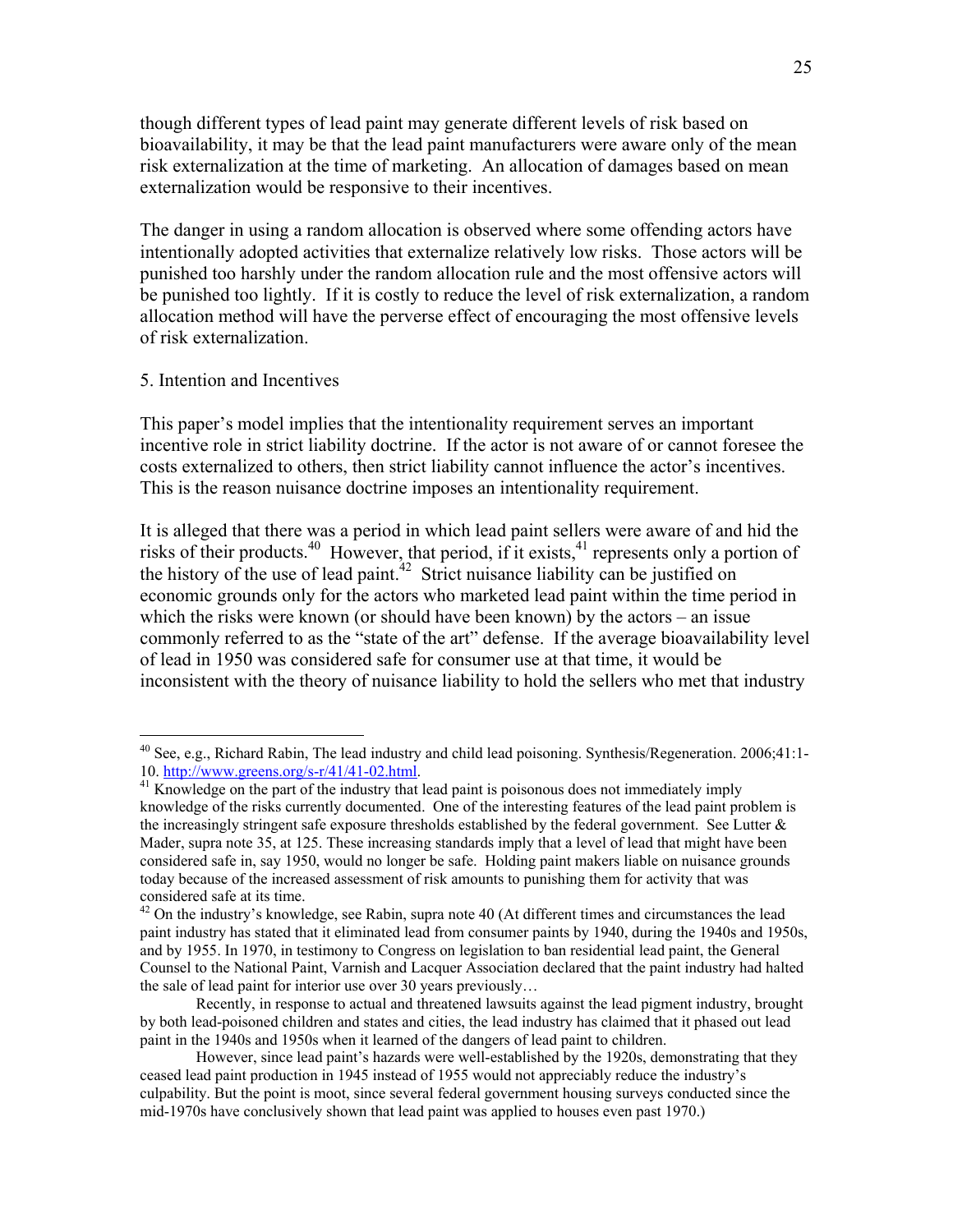though different types of lead paint may generate different levels of risk based on bioavailability, it may be that the lead paint manufacturers were aware only of the mean risk externalization at the time of marketing. An allocation of damages based on mean externalization would be responsive to their incentives.

The danger in using a random allocation is observed where some offending actors have intentionally adopted activities that externalize relatively low risks. Those actors will be punished too harshly under the random allocation rule and the most offensive actors will be punished too lightly. If it is costly to reduce the level of risk externalization, a random allocation method will have the perverse effect of encouraging the most offensive levels of risk externalization.

5. Intention and Incentives

This paper's model implies that the intentionality requirement serves an important incentive role in strict liability doctrine. If the actor is not aware of or cannot foresee the costs externalized to others, then strict liability cannot influence the actor's incentives. This is the reason nuisance doctrine imposes an intentionality requirement.

It is alleged that there was a period in which lead paint sellers were aware of and hid the risks of their products.[40] However, that period, if it exists,[41] represents only a portion of the history of the use of lead paint.[42] Strict nuisance liability can be justified on economic grounds only for the actors who marketed lead paint within the time period in which the risks were known (or should have been known) by the actors – an issue commonly referred to as the "state of the art" defense. If the average bioavailability level of lead in 1950 was considered safe for consumer use at that time, it would be inconsistent with the theory of nuisance liability to hold the sellers who met that industry

---

[40] See, e.g., Richard Rabin, The lead industry and child lead poisoning. Synthesis/Regeneration. 2006;41:1-10. http://www.greens.org/s-r/41/41-02.html.

[41] Knowledge on the part of the industry that lead paint is poisonous does not immediately imply knowledge of the risks currently documented. One of the interesting features of the lead paint problem is the increasingly stringent safe exposure thresholds established by the federal government. See Lutter & Mader, supra note 35, at 125. These increasing standards imply that a level of lead that might have been considered safe in, say 1950, would no longer be safe. Holding paint makers liable on nuisance grounds today because of the increased assessment of risk amounts to punishing them for activity that was considered safe at its time.

[42] On the industry's knowledge, see Rabin, supra note 40 (At different times and circumstances the lead paint industry has stated that it eliminated lead from consumer paints by 1940, during the 1940s and 1950s, and by 1955. In 1970, in testimony to Congress on legislation to ban residential lead paint, the General Counsel to the National Paint, Varnish and Lacquer Association declared that the paint industry had halted the sale of lead paint for interior use over 30 years previously…

Recently, in response to actual and threatened lawsuits against the lead pigment industry, brought by both lead-poisoned children and states and cities, the lead industry has claimed that it phased out lead paint in the 1940s and 1950s when it learned of the dangers of lead paint to children.

However, since lead paint's hazards were well-established by the 1920s, demonstrating that they ceased lead paint production in 1945 instead of 1955 would not appreciably reduce the industry's culpability. But the point is moot, since several federal government housing surveys conducted since the mid-1970s have conclusively shown that lead paint was applied to houses even past 1970.)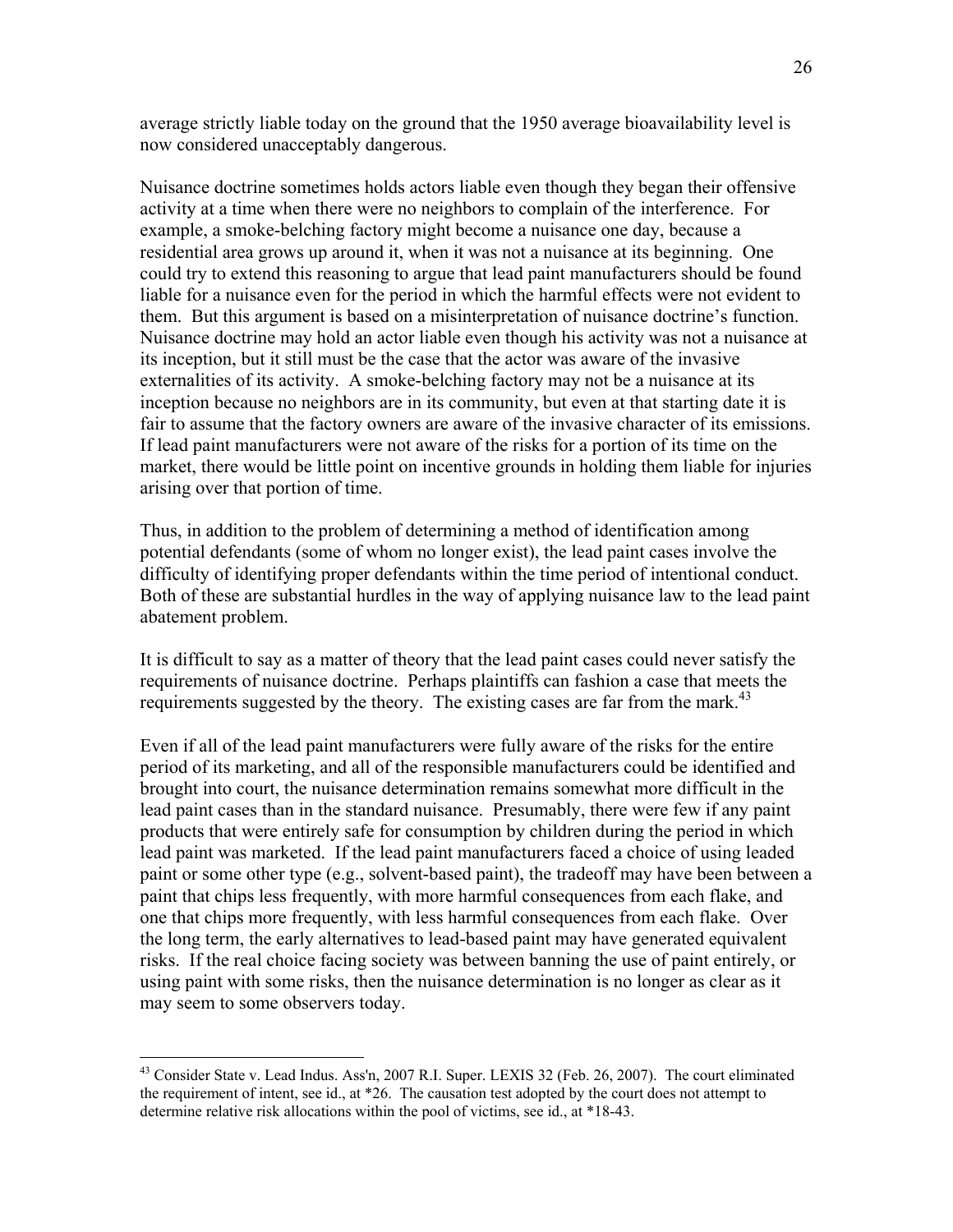average strictly liable today on the ground that the 1950 average bioavailability level is now considered unacceptably dangerous.

Nuisance doctrine sometimes holds actors liable even though they began their offensive activity at a time when there were no neighbors to complain of the interference. For example, a smoke-belching factory might become a nuisance one day, because a residential area grows up around it, when it was not a nuisance at its beginning. One could try to extend this reasoning to argue that lead paint manufacturers should be found liable for a nuisance even for the period in which the harmful effects were not evident to them. But this argument is based on a misinterpretation of nuisance doctrine's function. Nuisance doctrine may hold an actor liable even though his activity was not a nuisance at its inception, but it still must be the case that the actor was aware of the invasive externalities of its activity. A smoke-belching factory may not be a nuisance at its inception because no neighbors are in its community, but even at that starting date it is fair to assume that the factory owners are aware of the invasive character of its emissions. If lead paint manufacturers were not aware of the risks for a portion of its time on the market, there would be little point on incentive grounds in holding them liable for injuries arising over that portion of time.

Thus, in addition to the problem of determining a method of identification among potential defendants (some of whom no longer exist), the lead paint cases involve the difficulty of identifying proper defendants within the time period of intentional conduct. Both of these are substantial hurdles in the way of applying nuisance law to the lead paint abatement problem.

It is difficult to say as a matter of theory that the lead paint cases could never satisfy the requirements of nuisance doctrine. Perhaps plaintiffs can fashion a case that meets the requirements suggested by the theory. The existing cases are far from the mark.[43]

Even if all of the lead paint manufacturers were fully aware of the risks for the entire period of its marketing, and all of the responsible manufacturers could be identified and brought into court, the nuisance determination remains somewhat more difficult in the lead paint cases than in the standard nuisance. Presumably, there were few if any paint products that were entirely safe for consumption by children during the period in which lead paint was marketed. If the lead paint manufacturers faced a choice of using leaded paint or some other type (e.g., solvent-based paint), the tradeoff may have been between a paint that chips less frequently, with more harmful consequences from each flake, and one that chips more frequently, with less harmful consequences from each flake. Over the long term, the early alternatives to lead-based paint may have generated equivalent risks. If the real choice facing society was between banning the use of paint entirely, or using paint with some risks, then the nuisance determination is no longer as clear as it may seem to some observers today.

[43] Consider State v. Lead Indus. Ass'n, 2007 R.I. Super. LEXIS 32 (Feb. 26, 2007). The court eliminated the requirement of intent, see id., at *26. The causation test adopted by the court does not attempt to determine relative risk allocations within the pool of victims, see id., at *18-43.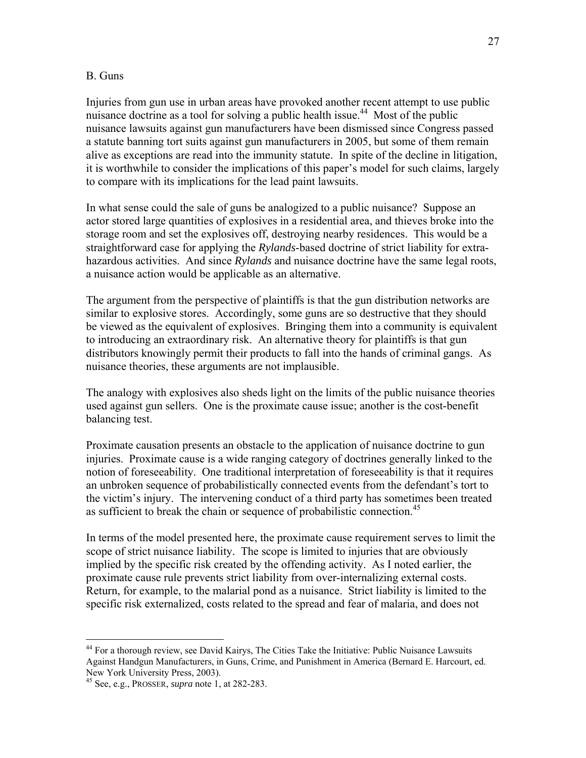B. Guns

Injuries from gun use in urban areas have provoked another recent attempt to use public nuisance doctrine as a tool for solving a public health issue.[44] Most of the public nuisance lawsuits against gun manufacturers have been dismissed since Congress passed a statute banning tort suits against gun manufacturers in 2005, but some of them remain alive as exceptions are read into the immunity statute. In spite of the decline in litigation, it is worthwhile to consider the implications of this paper's model for such claims, largely to compare with its implications for the lead paint lawsuits.

In what sense could the sale of guns be analogized to a public nuisance? Suppose an actor stored large quantities of explosives in a residential area, and thieves broke into the storage room and set the explosives off, destroying nearby residences. This would be a straightforward case for applying the *Rylands*-based doctrine of strict liability for extra-hazardous activities. And since *Rylands* and nuisance doctrine have the same legal roots, a nuisance action would be applicable as an alternative.

The argument from the perspective of plaintiffs is that the gun distribution networks are similar to explosive stores. Accordingly, some guns are so destructive that they should be viewed as the equivalent of explosives. Bringing them into a community is equivalent to introducing an extraordinary risk. An alternative theory for plaintiffs is that gun distributors knowingly permit their products to fall into the hands of criminal gangs. As nuisance theories, these arguments are not implausible.

The analogy with explosives also sheds light on the limits of the public nuisance theories used against gun sellers. One is the proximate cause issue; another is the cost-benefit balancing test.

Proximate causation presents an obstacle to the application of nuisance doctrine to gun injuries. Proximate cause is a wide ranging category of doctrines generally linked to the notion of foreseeability. One traditional interpretation of foreseeability is that it requires an unbroken sequence of probabilistically connected events from the defendant's tort to the victim's injury. The intervening conduct of a third party has sometimes been treated as sufficient to break the chain or sequence of probabilistic connection.[45]

In terms of the model presented here, the proximate cause requirement serves to limit the scope of strict nuisance liability. The scope is limited to injuries that are obviously implied by the specific risk created by the offending activity. As I noted earlier, the proximate cause rule prevents strict liability from over-internalizing external costs. Return, for example, to the malarial pond as a nuisance. Strict liability is limited to the specific risk externalized, costs related to the spread and fear of malaria, and does not

---

[44] For a thorough review, see David Kairys, The Cities Take the Initiative: Public Nuisance Lawsuits Against Handgun Manufacturers, in Guns, Crime, and Punishment in America (Bernard E. Harcourt, ed. New York University Press, 2003).

[45] See, e.g., PROSSER, *supra* note 1, at 282-283.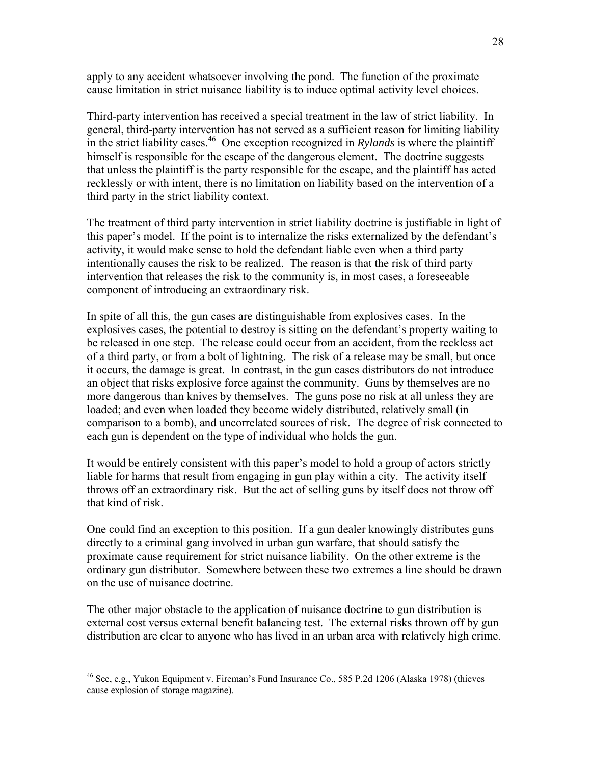apply to any accident whatsoever involving the pond. The function of the proximate cause limitation in strict nuisance liability is to induce optimal activity level choices.

Third-party intervention has received a special treatment in the law of strict liability. In general, third-party intervention has not served as a sufficient reason for limiting liability in the strict liability cases.[46] One exception recognized in *Rylands* is where the plaintiff himself is responsible for the escape of the dangerous element. The doctrine suggests that unless the plaintiff is the party responsible for the escape, and the plaintiff has acted recklessly or with intent, there is no limitation on liability based on the intervention of a third party in the strict liability context.

The treatment of third party intervention in strict liability doctrine is justifiable in light of this paper's model. If the point is to internalize the risks externalized by the defendant's activity, it would make sense to hold the defendant liable even when a third party intentionally causes the risk to be realized. The reason is that the risk of third party intervention that releases the risk to the community is, in most cases, a foreseeable component of introducing an extraordinary risk.

In spite of all this, the gun cases are distinguishable from explosives cases. In the explosives cases, the potential to destroy is sitting on the defendant's property waiting to be released in one step. The release could occur from an accident, from the reckless act of a third party, or from a bolt of lightning. The risk of a release may be small, but once it occurs, the damage is great. In contrast, in the gun cases distributors do not introduce an object that risks explosive force against the community. Guns by themselves are no more dangerous than knives by themselves. The guns pose no risk at all unless they are loaded; and even when loaded they become widely distributed, relatively small (in comparison to a bomb), and uncorrelated sources of risk. The degree of risk connected to each gun is dependent on the type of individual who holds the gun.

It would be entirely consistent with this paper's model to hold a group of actors strictly liable for harms that result from engaging in gun play within a city. The activity itself throws off an extraordinary risk. But the act of selling guns by itself does not throw off that kind of risk.

One could find an exception to this position. If a gun dealer knowingly distributes guns directly to a criminal gang involved in urban gun warfare, that should satisfy the proximate cause requirement for strict nuisance liability. On the other extreme is the ordinary gun distributor. Somewhere between these two extremes a line should be drawn on the use of nuisance doctrine.

The other major obstacle to the application of nuisance doctrine to gun distribution is external cost versus external benefit balancing test. The external risks thrown off by gun distribution are clear to anyone who has lived in an urban area with relatively high crime.

---

[46] See, e.g., Yukon Equipment v. Fireman's Fund Insurance Co., 585 P.2d 1206 (Alaska 1978) (thieves cause explosion of storage magazine).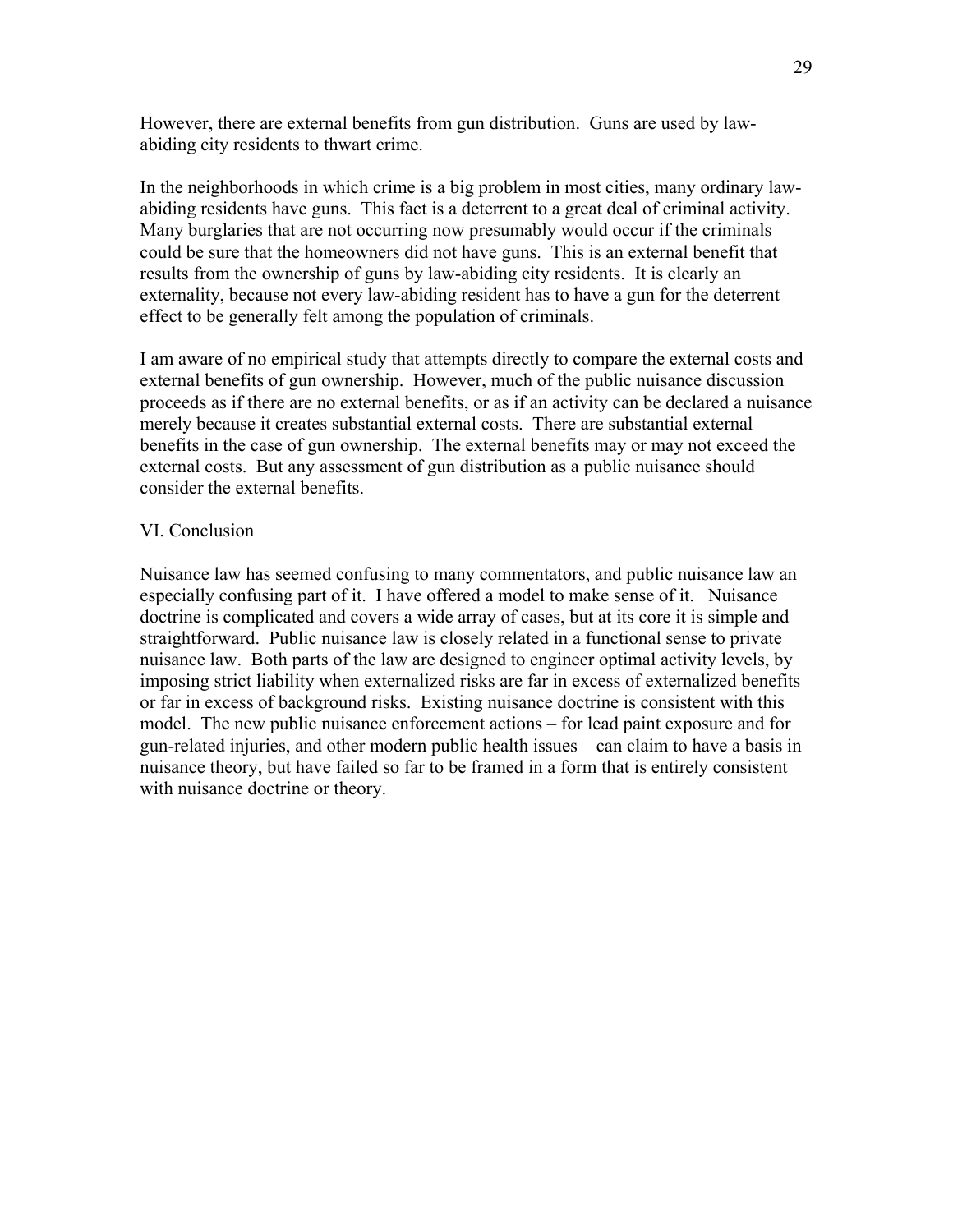However, there are external benefits from gun distribution. Guns are used by law-abiding city residents to thwart crime.

In the neighborhoods in which crime is a big problem in most cities, many ordinary law-abiding residents have guns. This fact is a deterrent to a great deal of criminal activity. Many burglaries that are not occurring now presumably would occur if the criminals could be sure that the homeowners did not have guns. This is an external benefit that results from the ownership of guns by law-abiding city residents. It is clearly an externality, because not every law-abiding resident has to have a gun for the deterrent effect to be generally felt among the population of criminals.

I am aware of no empirical study that attempts directly to compare the external costs and external benefits of gun ownership. However, much of the public nuisance discussion proceeds as if there are no external benefits, or as if an activity can be declared a nuisance merely because it creates substantial external costs. There are substantial external benefits in the case of gun ownership. The external benefits may or may not exceed the external costs. But any assessment of gun distribution as a public nuisance should consider the external benefits.

## VI. Conclusion

Nuisance law has seemed confusing to many commentators, and public nuisance law an especially confusing part of it. I have offered a model to make sense of it. Nuisance doctrine is complicated and covers a wide array of cases, but at its core it is simple and straightforward. Public nuisance law is closely related in a functional sense to private nuisance law. Both parts of the law are designed to engineer optimal activity levels, by imposing strict liability when externalized risks are far in excess of externalized benefits or far in excess of background risks. Existing nuisance doctrine is consistent with this model. The new public nuisance enforcement actions – for lead paint exposure and for gun-related injuries, and other modern public health issues – can claim to have a basis in nuisance theory, but have failed so far to be framed in a form that is entirely consistent with nuisance doctrine or theory.